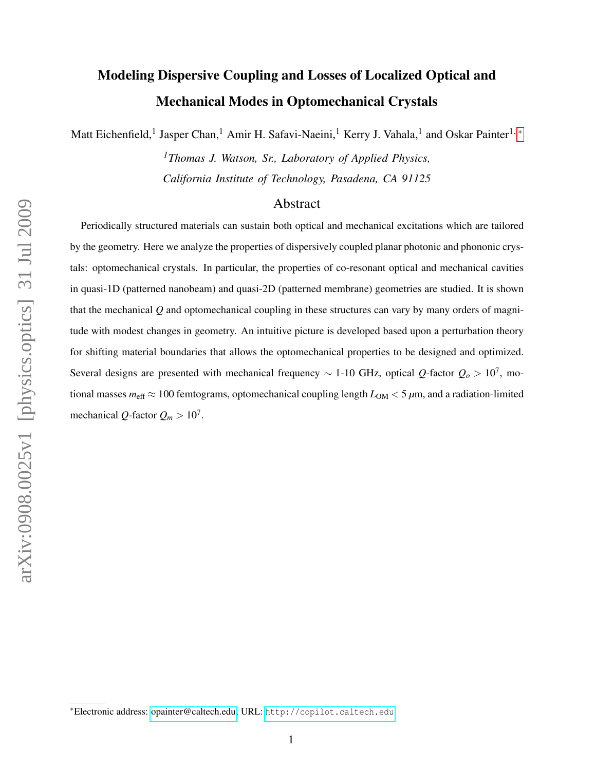# Modeling Dispersive Coupling and Losses of Localized Optical and Mechanical Modes in Optomechanical Crystals

Matt Eichenfield,[1] Jasper Chan,[1] Amir H. Safavi-Naeini,[1] Kerry J. Vahala,[1] and Oskar Painter[1,*]

[1]*Thomas J. Watson, Sr., Laboratory of Applied Physics, California Institute of Technology, Pasadena, CA 91125*

## Abstract

Periodically structured materials can sustain both optical and mechanical excitations which are tailored by the geometry. Here we analyze the properties of dispersively coupled planar photonic and phononic crystals: optomechanical crystals. In particular, the properties of co-resonant optical and mechanical cavities in quasi-1D (patterned nanobeam) and quasi-2D (patterned membrane) geometries are studied. It is shown that the mechanical $Q$ and optomechanical coupling in these structures can vary by many orders of magnitude with modest changes in geometry. An intuitive picture is developed based upon a perturbation theory for shifting material boundaries that allows the optomechanical properties to be designed and optimized. Several designs are presented with mechanical frequency $\sim$ 1-10 GHz, optical $Q$-factor $Q_o > 10^7$, motional masses $m_{\text{eff}} \approx 100$ femtograms, optomechanical coupling length $L_{\text{OM}} < 5\ \mu$m, and a radiation-limited mechanical $Q$-factor $Q_m > 10^7$.

---

*Electronic address: opainter@caltech.edu; URL: http://copilot.caltech.edu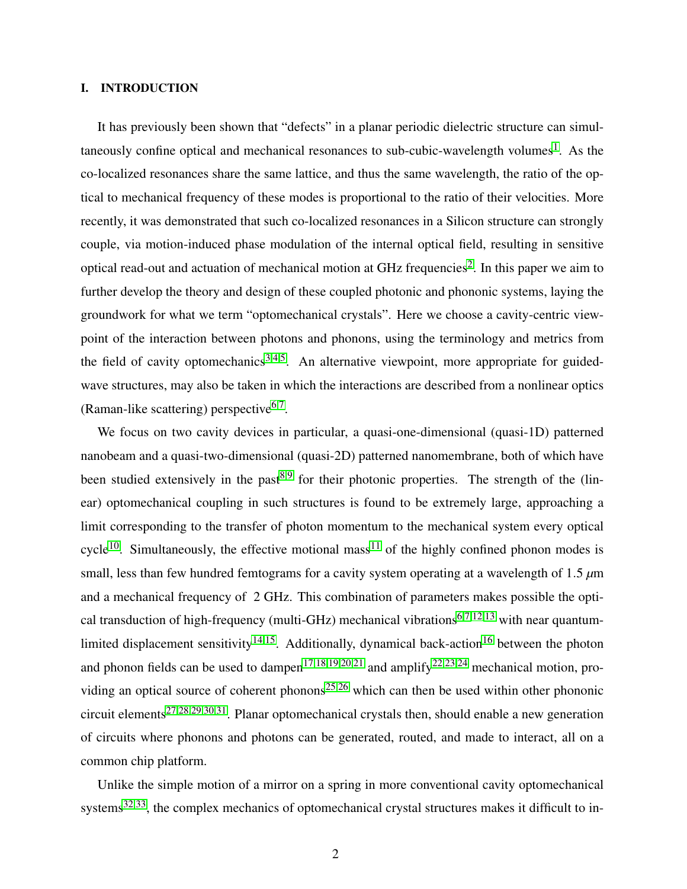## I. INTRODUCTION

It has previously been shown that "defects" in a planar periodic dielectric structure can simultaneously confine optical and mechanical resonances to sub-cubic-wavelength volumes[1]. As the co-localized resonances share the same lattice, and thus the same wavelength, the ratio of the optical to mechanical frequency of these modes is proportional to the ratio of their velocities. More recently, it was demonstrated that such co-localized resonances in a Silicon structure can strongly couple, via motion-induced phase modulation of the internal optical field, resulting in sensitive optical read-out and actuation of mechanical motion at GHz frequencies[2]. In this paper we aim to further develop the theory and design of these coupled photonic and phononic systems, laying the groundwork for what we term "optomechanical crystals". Here we choose a cavity-centric viewpoint of the interaction between photons and phonons, using the terminology and metrics from the field of cavity optomechanics[3,4,5]. An alternative viewpoint, more appropriate for guided-wave structures, may also be taken in which the interactions are described from a nonlinear optics (Raman-like scattering) perspective[6,7].

We focus on two cavity devices in particular, a quasi-one-dimensional (quasi-1D) patterned nanobeam and a quasi-two-dimensional (quasi-2D) patterned nanomembrane, both of which have been studied extensively in the past[8,9] for their photonic properties. The strength of the (linear) optomechanical coupling in such structures is found to be extremely large, approaching a limit corresponding to the transfer of photon momentum to the mechanical system every optical cycle[10]. Simultaneously, the effective motional mass[11] of the highly confined phonon modes is small, less than few hundred femtograms for a cavity system operating at a wavelength of 1.5 $\mu$m and a mechanical frequency of 2 GHz. This combination of parameters makes possible the optical transduction of high-frequency (multi-GHz) mechanical vibrations[6,7,12,13] with near quantum-limited displacement sensitivity[14,15]. Additionally, dynamical back-action[16] between the photon and phonon fields can be used to dampen[17,18,19,20,21] and amplify[22,23,24] mechanical motion, providing an optical source of coherent phonons[25,26] which can then be used within other phononic circuit elements[27,28,29,30,31]. Planar optomechanical crystals then, should enable a new generation of circuits where phonons and photons can be generated, routed, and made to interact, all on a common chip platform.

Unlike the simple motion of a mirror on a spring in more conventional cavity optomechanical systems[32,33], the complex mechanics of optomechanical crystal structures makes it difficult to in-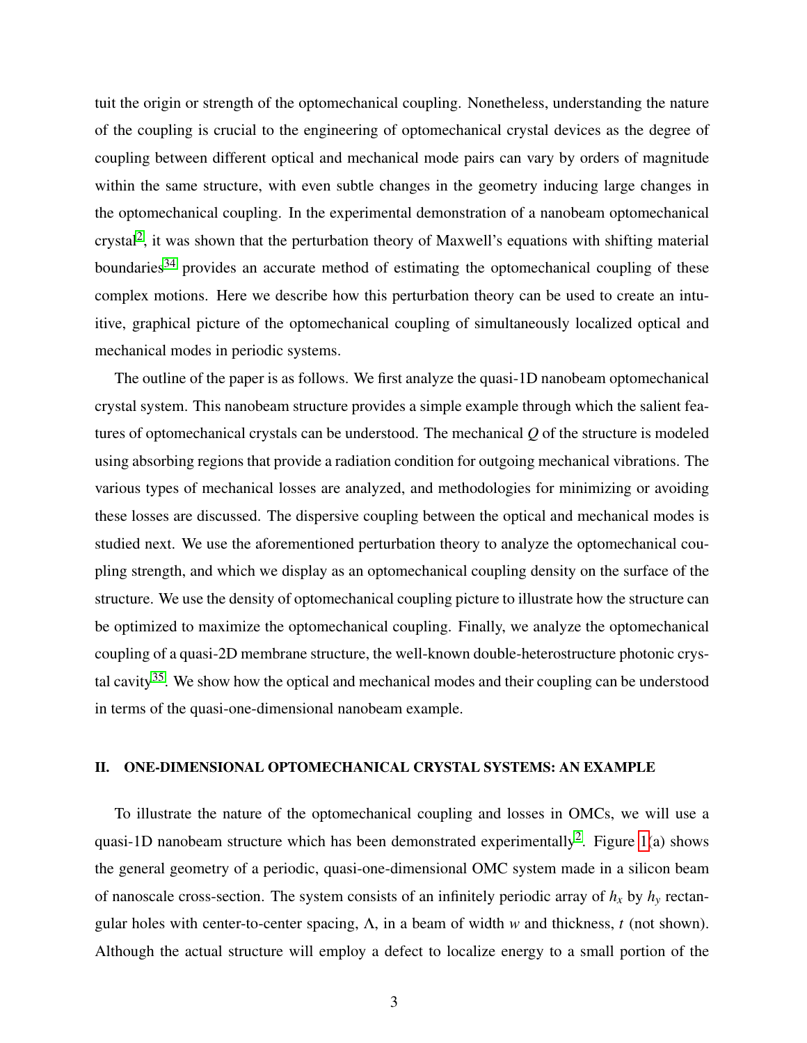tuit the origin or strength of the optomechanical coupling. Nonetheless, understanding the nature of the coupling is crucial to the engineering of optomechanical crystal devices as the degree of coupling between different optical and mechanical mode pairs can vary by orders of magnitude within the same structure, with even subtle changes in the geometry inducing large changes in the optomechanical coupling. In the experimental demonstration of a nanobeam optomechanical crystal[2], it was shown that the perturbation theory of Maxwell's equations with shifting material boundaries[34] provides an accurate method of estimating the optomechanical coupling of these complex motions. Here we describe how this perturbation theory can be used to create an intuitive, graphical picture of the optomechanical coupling of simultaneously localized optical and mechanical modes in periodic systems.

The outline of the paper is as follows. We first analyze the quasi-1D nanobeam optomechanical crystal system. This nanobeam structure provides a simple example through which the salient features of optomechanical crystals can be understood. The mechanical $Q$ of the structure is modeled using absorbing regions that provide a radiation condition for outgoing mechanical vibrations. The various types of mechanical losses are analyzed, and methodologies for minimizing or avoiding these losses are discussed. The dispersive coupling between the optical and mechanical modes is studied next. We use the aforementioned perturbation theory to analyze the optomechanical coupling strength, and which we display as an optomechanical coupling density on the surface of the structure. We use the density of optomechanical coupling picture to illustrate how the structure can be optimized to maximize the optomechanical coupling. Finally, we analyze the optomechanical coupling of a quasi-2D membrane structure, the well-known double-heterostructure photonic crystal cavity[35]. We show how the optical and mechanical modes and their coupling can be understood in terms of the quasi-one-dimensional nanobeam example.

## II. ONE-DIMENSIONAL OPTOMECHANICAL CRYSTAL SYSTEMS: AN EXAMPLE

To illustrate the nature of the optomechanical coupling and losses in OMCs, we will use a quasi-1D nanobeam structure which has been demonstrated experimentally[2]. Figure 1(a) shows the general geometry of a periodic, quasi-one-dimensional OMC system made in a silicon beam of nanoscale cross-section. The system consists of an infinitely periodic array of $h_x$ by $h_y$ rectangular holes with center-to-center spacing, $\Lambda$, in a beam of width $w$ and thickness, $t$ (not shown). Although the actual structure will employ a defect to localize energy to a small portion of the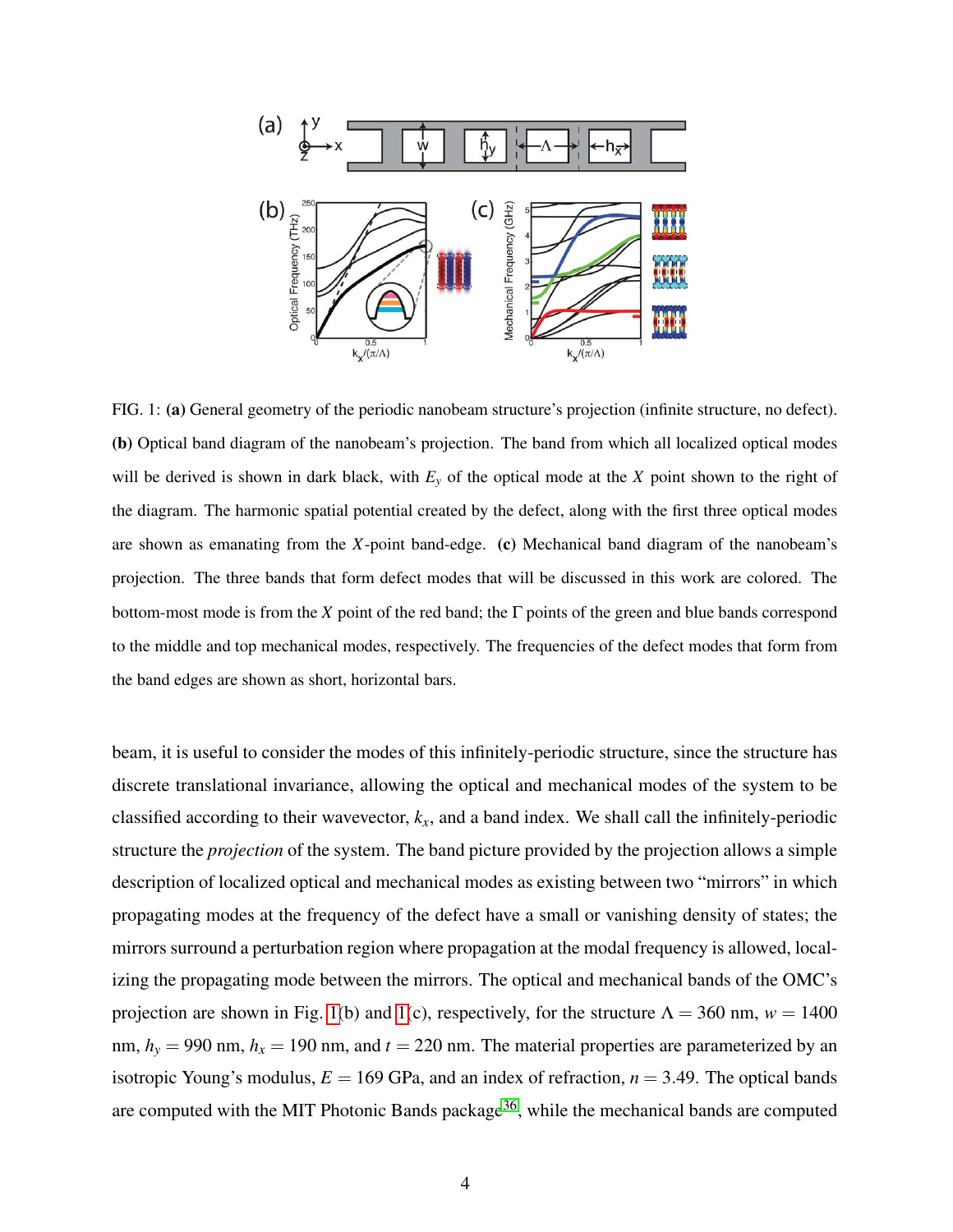FIG. 1: **(a)** General geometry of the periodic nanobeam structure's projection (infinite structure, no defect). **(b)** Optical band diagram of the nanobeam's projection. The band from which all localized optical modes will be derived is shown in dark black, with $E_y$ of the optical mode at the $X$ point shown to the right of the diagram. The harmonic spatial potential created by the defect, along with the first three optical modes are shown as emanating from the $X$-point band-edge. **(c)** Mechanical band diagram of the nanobeam's projection. The three bands that form defect modes that will be discussed in this work are colored. The bottom-most mode is from the $X$ point of the red band; the $\Gamma$ points of the green and blue bands correspond to the middle and top mechanical modes, respectively. The frequencies of the defect modes that form from the band edges are shown as short, horizontal bars.

beam, it is useful to consider the modes of this infinitely-periodic structure, since the structure has discrete translational invariance, allowing the optical and mechanical modes of the system to be classified according to their wavevector, $k_x$, and a band index. We shall call the infinitely-periodic structure the *projection* of the system. The band picture provided by the projection allows a simple description of localized optical and mechanical modes as existing between two "mirrors" in which propagating modes at the frequency of the defect have a small or vanishing density of states; the mirrors surround a perturbation region where propagation at the modal frequency is allowed, localizing the propagating mode between the mirrors. The optical and mechanical bands of the OMC's projection are shown in Fig. 1(b) and 1(c), respectively, for the structure $\Lambda = 360$ nm, $w = 1400$ nm, $h_y = 990$ nm, $h_x = 190$ nm, and $t = 220$ nm. The material properties are parameterized by an isotropic Young's modulus, $E = 169$ GPa, and an index of refraction, $n = 3.49$. The optical bands are computed with the MIT Photonic Bands package[36], while the mechanical bands are computed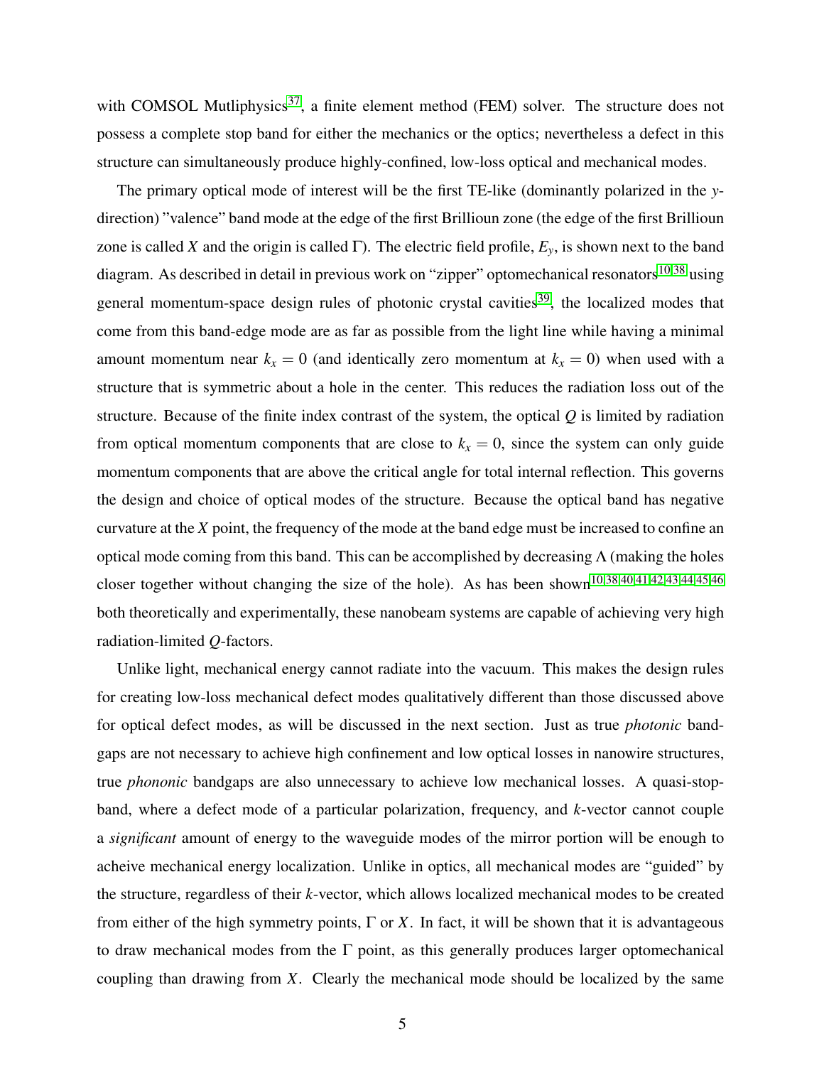with COMSOL Mutliphysics[37], a finite element method (FEM) solver. The structure does not possess a complete stop band for either the mechanics or the optics; nevertheless a defect in this structure can simultaneously produce highly-confined, low-loss optical and mechanical modes.

The primary optical mode of interest will be the first TE-like (dominantly polarized in the $y$-direction) "valence" band mode at the edge of the first Brillioun zone (the edge of the first Brillioun zone is called $X$ and the origin is called $\Gamma$). The electric field profile, $E_y$, is shown next to the band diagram. As described in detail in previous work on "zipper" optomechanical resonators[10,38] using general momentum-space design rules of photonic crystal cavities[39], the localized modes that come from this band-edge mode are as far as possible from the light line while having a minimal amount momentum near $k_x = 0$ (and identically zero momentum at $k_x = 0$) when used with a structure that is symmetric about a hole in the center. This reduces the radiation loss out of the structure. Because of the finite index contrast of the system, the optical $Q$ is limited by radiation from optical momentum components that are close to $k_x = 0$, since the system can only guide momentum components that are above the critical angle for total internal reflection. This governs the design and choice of optical modes of the structure. Because the optical band has negative curvature at the $X$ point, the frequency of the mode at the band edge must be increased to confine an optical mode coming from this band. This can be accomplished by decreasing $\Lambda$ (making the holes closer together without changing the size of the hole). As has been shown[10,38,40,41,42,43,44,45,46] both theoretically and experimentally, these nanobeam systems are capable of achieving very high radiation-limited $Q$-factors.

Unlike light, mechanical energy cannot radiate into the vacuum. This makes the design rules for creating low-loss mechanical defect modes qualitatively different than those discussed above for optical defect modes, as will be discussed in the next section. Just as true *photonic* bandgaps are not necessary to achieve high confinement and low optical losses in nanowire structures, true *phononic* bandgaps are also unnecessary to achieve low mechanical losses. A quasi-stop-band, where a defect mode of a particular polarization, frequency, and $k$-vector cannot couple a *significant* amount of energy to the waveguide modes of the mirror portion will be enough to acheive mechanical energy localization. Unlike in optics, all mechanical modes are "guided" by the structure, regardless of their $k$-vector, which allows localized mechanical modes to be created from either of the high symmetry points, $\Gamma$ or $X$. In fact, it will be shown that it is advantageous to draw mechanical modes from the $\Gamma$ point, as this generally produces larger optomechanical coupling than drawing from $X$. Clearly the mechanical mode should be localized by the same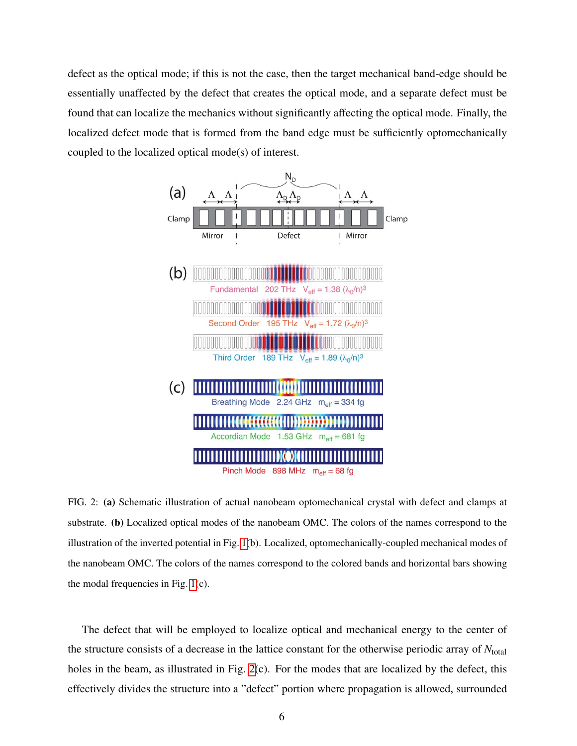defect as the optical mode; if this is not the case, then the target mechanical band-edge should be essentially unaffected by the defect that creates the optical mode, and a separate defect must be found that can localize the mechanics without significantly affecting the optical mode. Finally, the localized defect mode that is formed from the band edge must be sufficiently optomechanically coupled to the localized optical mode(s) of interest.

FIG. 2: **(a)** Schematic illustration of actual nanobeam optomechanical crystal with defect and clamps at substrate. **(b)** Localized optical modes of the nanobeam OMC. The colors of the names correspond to the illustration of the inverted potential in Fig. 1(b). Localized, optomechanically-coupled mechanical modes of the nanobeam OMC. The colors of the names correspond to the colored bands and horizontal bars showing the modal frequencies in Fig. 1(c).

The defect that will be employed to localize optical and mechanical energy to the center of the structure consists of a decrease in the lattice constant for the otherwise periodic array of $N_{\text{total}}$ holes in the beam, as illustrated in Fig. 2(c). For the modes that are localized by the defect, this effectively divides the structure into a "defect" portion where propagation is allowed, surrounded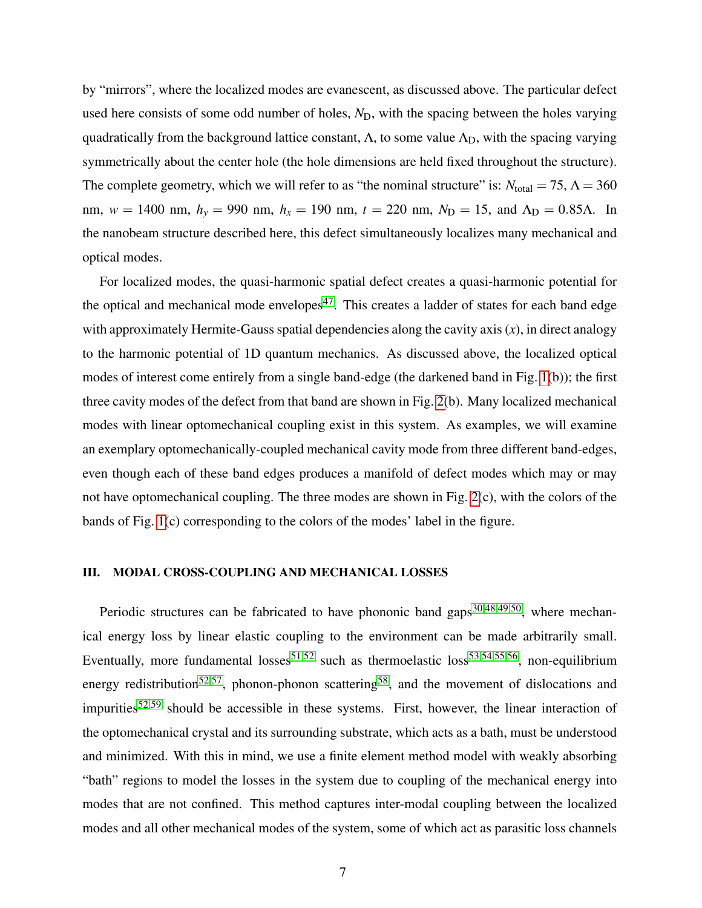by "mirrors", where the localized modes are evanescent, as discussed above. The particular defect used here consists of some odd number of holes, $N_{\text{D}}$, with the spacing between the holes varying quadratically from the background lattice constant, $\Lambda$, to some value $\Lambda_{\text{D}}$, with the spacing varying symmetrically about the center hole (the hole dimensions are held fixed throughout the structure). The complete geometry, which we will refer to as "the nominal structure" is: $N_{\text{total}} = 75$, $\Lambda = 360$ nm, $w = 1400$ nm, $h_y = 990$ nm, $h_x = 190$ nm, $t = 220$ nm, $N_{\text{D}} = 15$, and $\Lambda_{\text{D}} = 0.85\Lambda$. In the nanobeam structure described here, this defect simultaneously localizes many mechanical and optical modes.

For localized modes, the quasi-harmonic spatial defect creates a quasi-harmonic potential for the optical and mechanical mode envelopes[47]. This creates a ladder of states for each band edge with approximately Hermite-Gauss spatial dependencies along the cavity axis ($x$), in direct analogy to the harmonic potential of 1D quantum mechanics. As discussed above, the localized optical modes of interest come entirely from a single band-edge (the darkened band in Fig. 1(b)); the first three cavity modes of the defect from that band are shown in Fig. 2(b). Many localized mechanical modes with linear optomechanical coupling exist in this system. As examples, we will examine an exemplary optomechanically-coupled mechanical cavity mode from three different band-edges, even though each of these band edges produces a manifold of defect modes which may or may not have optomechanical coupling. The three modes are shown in Fig. 2(c), with the colors of the bands of Fig. 1(c) corresponding to the colors of the modes' label in the figure.

## III. MODAL CROSS-COUPLING AND MECHANICAL LOSSES

Periodic structures can be fabricated to have phononic band gaps[30,48,49,50], where mechanical energy loss by linear elastic coupling to the environment can be made arbitrarily small. Eventually, more fundamental losses[51,52] such as thermoelastic loss[53,54,55,56], non-equilibrium energy redistribution[52,57], phonon-phonon scattering[58], and the movement of dislocations and impurities[52,59] should be accessible in these systems. First, however, the linear interaction of the optomechanical crystal and its surrounding substrate, which acts as a bath, must be understood and minimized. With this in mind, we use a finite element method model with weakly absorbing "bath" regions to model the losses in the system due to coupling of the mechanical energy into modes that are not confined. This method captures inter-modal coupling between the localized modes and all other mechanical modes of the system, some of which act as parasitic loss channels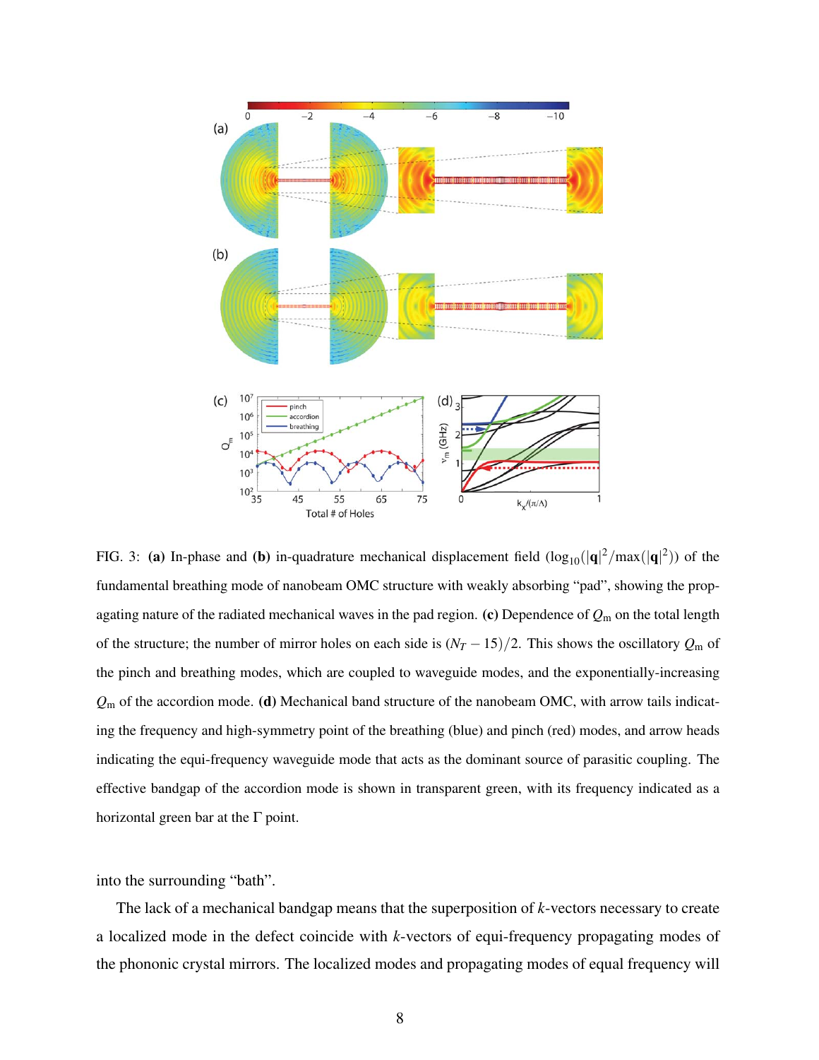FIG. 3: **(a)** In-phase and **(b)** in-quadrature mechanical displacement field ($\log_{10}(|\mathbf{q}|^2/\max(|\mathbf{q}|^2)$) of the fundamental breathing mode of nanobeam OMC structure with weakly absorbing "pad", showing the propagating nature of the radiated mechanical waves in the pad region. **(c)** Dependence of $Q_\mathrm{m}$ on the total length of the structure; the number of mirror holes on each side is $(N_T - 15)/2$. This shows the oscillatory $Q_\mathrm{m}$ of the pinch and breathing modes, which are coupled to waveguide modes, and the exponentially-increasing $Q_\mathrm{m}$ of the accordion mode. **(d)** Mechanical band structure of the nanobeam OMC, with arrow tails indicating the frequency and high-symmetry point of the breathing (blue) and pinch (red) modes, and arrow heads indicating the equi-frequency waveguide mode that acts as the dominant source of parasitic coupling. The effective bandgap of the accordion mode is shown in transparent green, with its frequency indicated as a horizontal green bar at the Γ point.

into the surrounding "bath".

The lack of a mechanical bandgap means that the superposition of $k$-vectors necessary to create a localized mode in the defect coincide with $k$-vectors of equi-frequency propagating modes of the phononic crystal mirrors. The localized modes and propagating modes of equal frequency will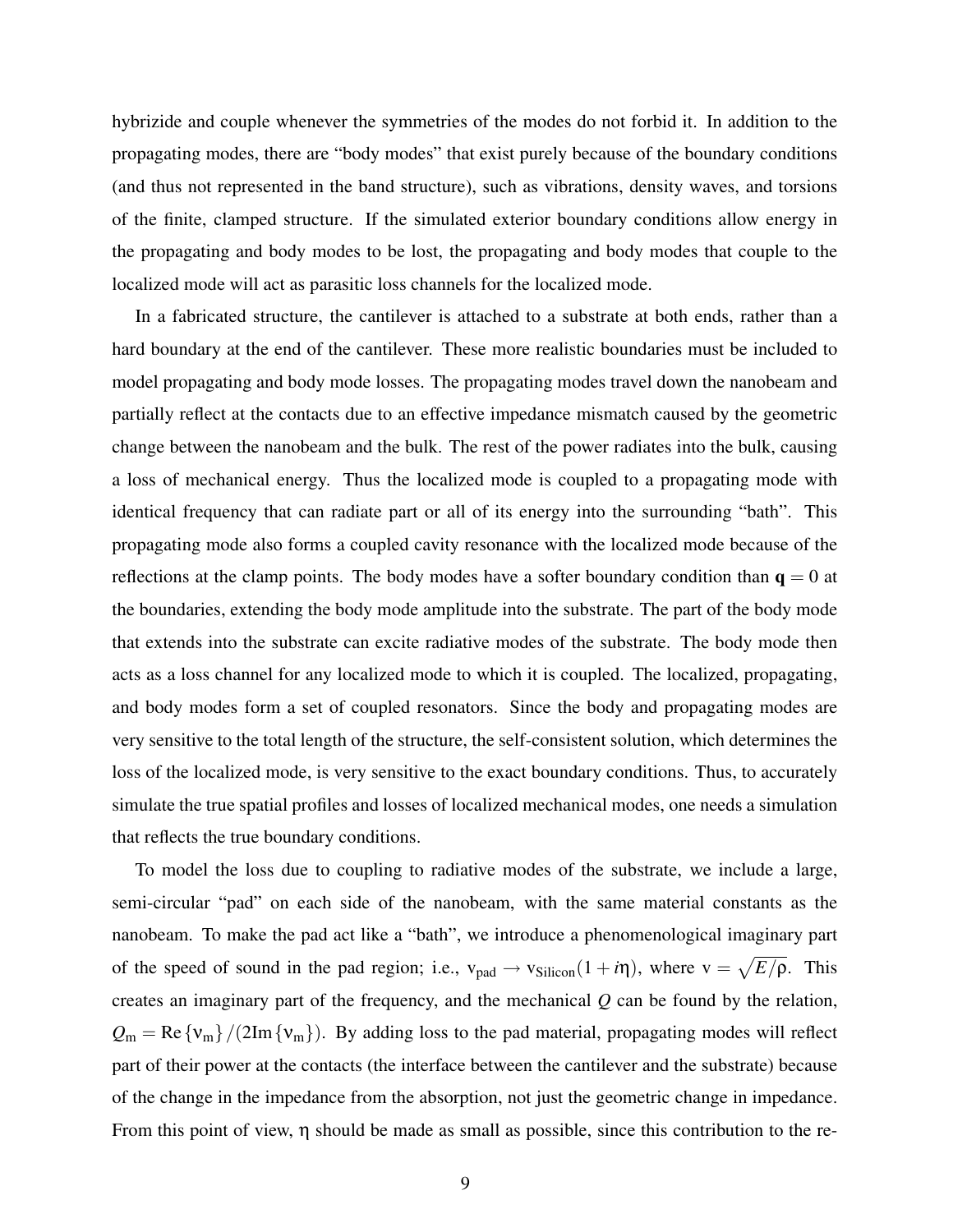hybrizide and couple whenever the symmetries of the modes do not forbid it. In addition to the propagating modes, there are "body modes" that exist purely because of the boundary conditions (and thus not represented in the band structure), such as vibrations, density waves, and torsions of the finite, clamped structure. If the simulated exterior boundary conditions allow energy in the propagating and body modes to be lost, the propagating and body modes that couple to the localized mode will act as parasitic loss channels for the localized mode.

In a fabricated structure, the cantilever is attached to a substrate at both ends, rather than a hard boundary at the end of the cantilever. These more realistic boundaries must be included to model propagating and body mode losses. The propagating modes travel down the nanobeam and partially reflect at the contacts due to an effective impedance mismatch caused by the geometric change between the nanobeam and the bulk. The rest of the power radiates into the bulk, causing a loss of mechanical energy. Thus the localized mode is coupled to a propagating mode with identical frequency that can radiate part or all of its energy into the surrounding "bath". This propagating mode also forms a coupled cavity resonance with the localized mode because of the reflections at the clamp points. The body modes have a softer boundary condition than $\mathbf{q} = 0$ at the boundaries, extending the body mode amplitude into the substrate. The part of the body mode that extends into the substrate can excite radiative modes of the substrate. The body mode then acts as a loss channel for any localized mode to which it is coupled. The localized, propagating, and body modes form a set of coupled resonators. Since the body and propagating modes are very sensitive to the total length of the structure, the self-consistent solution, which determines the loss of the localized mode, is very sensitive to the exact boundary conditions. Thus, to accurately simulate the true spatial profiles and losses of localized mechanical modes, one needs a simulation that reflects the true boundary conditions.

To model the loss due to coupling to radiative modes of the substrate, we include a large, semi-circular "pad" on each side of the nanobeam, with the same material constants as the nanobeam. To make the pad act like a "bath", we introduce a phenomenological imaginary part of the speed of sound in the pad region; i.e., $\mathrm{v}_{\mathrm{pad}} \rightarrow \mathrm{v}_{\mathrm{Silicon}}(1+i\eta)$, where $\mathrm{v} = \sqrt{E/\rho}$. This creates an imaginary part of the frequency, and the mechanical $Q$ can be found by the relation, $Q_{\mathrm{m}} = \mathrm{Re}\{\nu_{\mathrm{m}}\}/(2\mathrm{Im}\{\nu_{\mathrm{m}}\})$. By adding loss to the pad material, propagating modes will reflect part of their power at the contacts (the interface between the cantilever and the substrate) because of the change in the impedance from the absorption, not just the geometric change in impedance. From this point of view, $\eta$ should be made as small as possible, since this contribution to the re-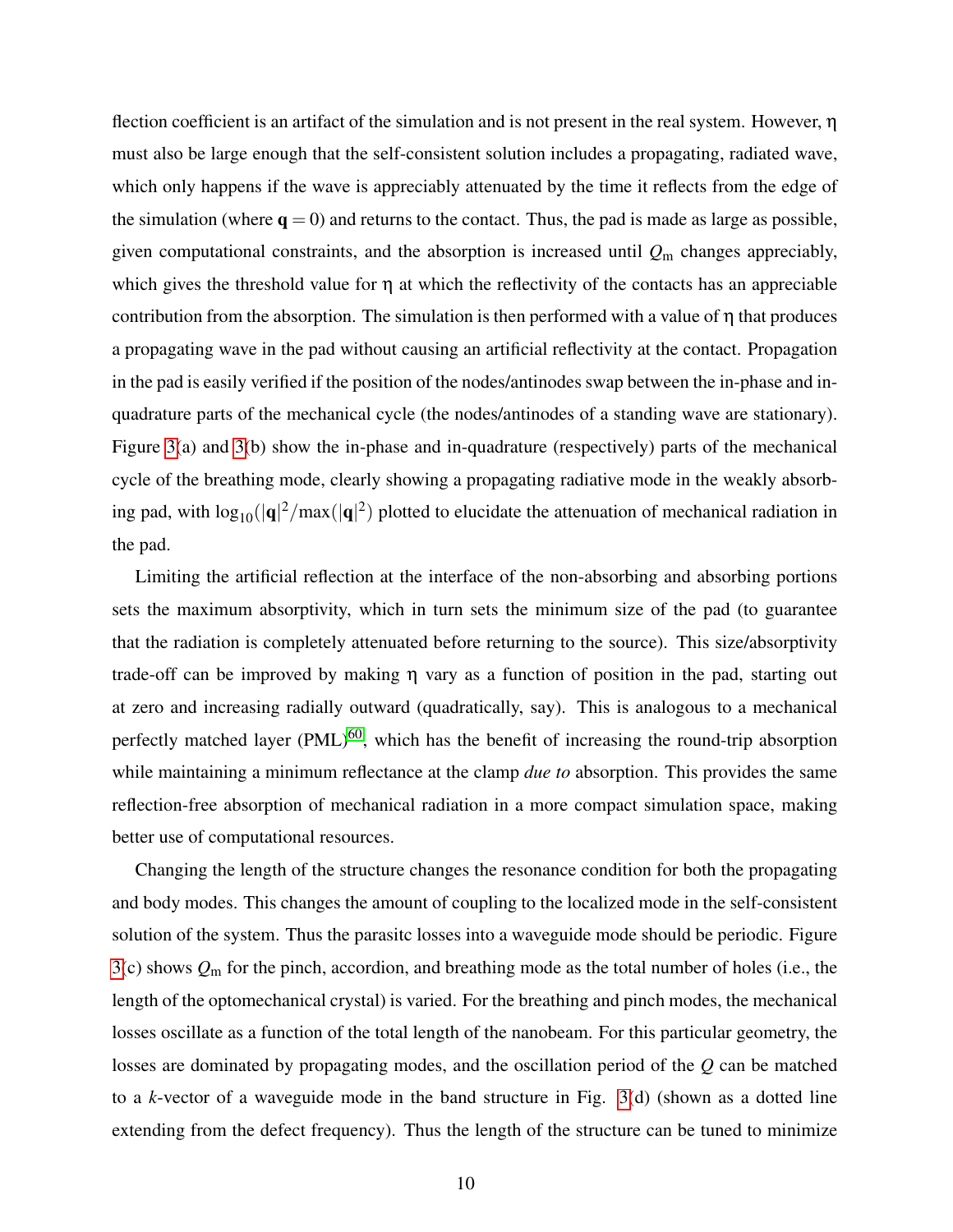flection coefficient is an artifact of the simulation and is not present in the real system. However, $\eta$ must also be large enough that the self-consistent solution includes a propagating, radiated wave, which only happens if the wave is appreciably attenuated by the time it reflects from the edge of the simulation (where $\mathbf{q} = 0$) and returns to the contact. Thus, the pad is made as large as possible, given computational constraints, and the absorption is increased until $Q_\mathrm{m}$ changes appreciably, which gives the threshold value for $\eta$ at which the reflectivity of the contacts has an appreciable contribution from the absorption. The simulation is then performed with a value of $\eta$ that produces a propagating wave in the pad without causing an artificial reflectivity at the contact. Propagation in the pad is easily verified if the position of the nodes/antinodes swap between the in-phase and in-quadrature parts of the mechanical cycle (the nodes/antinodes of a standing wave are stationary). Figure 3(a) and 3(b) show the in-phase and in-quadrature (respectively) parts of the mechanical cycle of the breathing mode, clearly showing a propagating radiative mode in the weakly absorbing pad, with $\log_{10}(|\mathbf{q}|^2/\max(|\mathbf{q}|^2)$ plotted to elucidate the attenuation of mechanical radiation in the pad.

Limiting the artificial reflection at the interface of the non-absorbing and absorbing portions sets the maximum absorptivity, which in turn sets the minimum size of the pad (to guarantee that the radiation is completely attenuated before returning to the source). This size/absorptivity trade-off can be improved by making $\eta$ vary as a function of position in the pad, starting out at zero and increasing radially outward (quadratically, say). This is analogous to a mechanical perfectly matched layer (PML)[60], which has the benefit of increasing the round-trip absorption while maintaining a minimum reflectance at the clamp *due to* absorption. This provides the same reflection-free absorption of mechanical radiation in a more compact simulation space, making better use of computational resources.

Changing the length of the structure changes the resonance condition for both the propagating and body modes. This changes the amount of coupling to the localized mode in the self-consistent solution of the system. Thus the parasitc losses into a waveguide mode should be periodic. Figure 3(c) shows $Q_\mathrm{m}$ for the pinch, accordion, and breathing mode as the total number of holes (i.e., the length of the optomechanical crystal) is varied. For the breathing and pinch modes, the mechanical losses oscillate as a function of the total length of the nanobeam. For this particular geometry, the losses are dominated by propagating modes, and the oscillation period of the $Q$ can be matched to a $k$-vector of a waveguide mode in the band structure in Fig. 3(d) (shown as a dotted line extending from the defect frequency). Thus the length of the structure can be tuned to minimize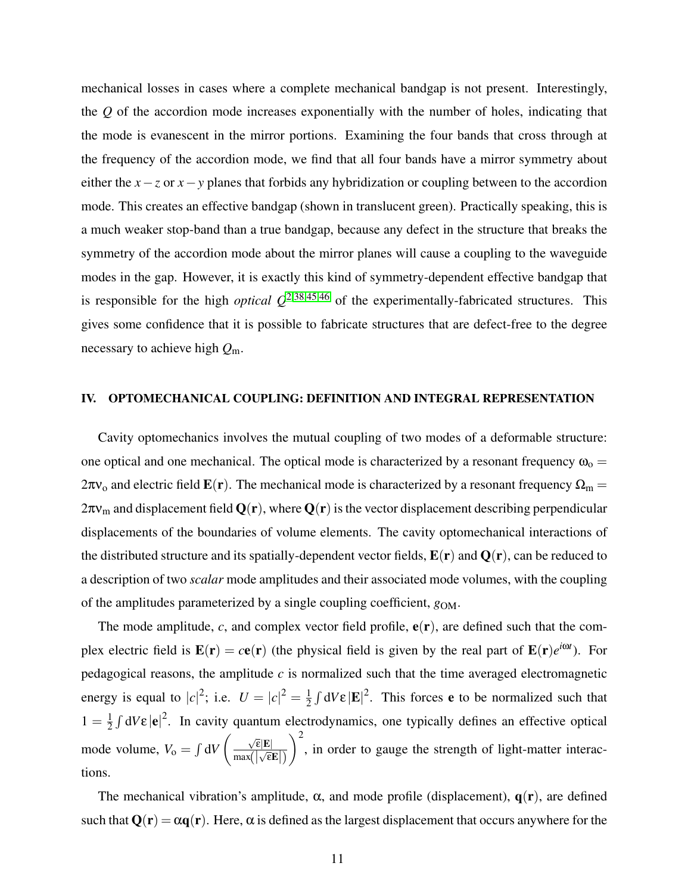mechanical losses in cases where a complete mechanical bandgap is not present. Interestingly, the $Q$ of the accordion mode increases exponentially with the number of holes, indicating that the mode is evanescent in the mirror portions. Examining the four bands that cross through at the frequency of the accordion mode, we find that all four bands have a mirror symmetry about either the $x-z$ or $x-y$ planes that forbids any hybridization or coupling between to the accordion mode. This creates an effective bandgap (shown in translucent green). Practically speaking, this is a much weaker stop-band than a true bandgap, because any defect in the structure that breaks the symmetry of the accordion mode about the mirror planes will cause a coupling to the waveguide modes in the gap. However, it is exactly this kind of symmetry-dependent effective bandgap that is responsible for the high *optical* $Q$[2,38,45,46] of the experimentally-fabricated structures. This gives some confidence that it is possible to fabricate structures that are defect-free to the degree necessary to achieve high $Q_\mathrm{m}$.

## IV. OPTOMECHANICAL COUPLING: DEFINITION AND INTEGRAL REPRESENTATION

Cavity optomechanics involves the mutual coupling of two modes of a deformable structure: one optical and one mechanical. The optical mode is characterized by a resonant frequency $\omega_\mathrm{o} = 2\pi\nu_\mathrm{o}$ and electric field $\mathbf{E}(\mathbf{r})$. The mechanical mode is characterized by a resonant frequency $\Omega_\mathrm{m} = 2\pi\nu_\mathrm{m}$ and displacement field $\mathbf{Q}(\mathbf{r})$, where $\mathbf{Q}(\mathbf{r})$ is the vector displacement describing perpendicular displacements of the boundaries of volume elements. The cavity optomechanical interactions of the distributed structure and its spatially-dependent vector fields, $\mathbf{E}(\mathbf{r})$ and $\mathbf{Q}(\mathbf{r})$, can be reduced to a description of two *scalar* mode amplitudes and their associated mode volumes, with the coupling of the amplitudes parameterized by a single coupling coefficient, $g_\mathrm{OM}$.

The mode amplitude, $c$, and complex vector field profile, $\mathbf{e}(\mathbf{r})$, are defined such that the complex electric field is $\mathbf{E}(\mathbf{r}) = c\mathbf{e}(\mathbf{r})$ (the physical field is given by the real part of $\mathbf{E}(\mathbf{r})e^{i\omega t}$). For pedagogical reasons, the amplitude $c$ is normalized such that the time averaged electromagnetic energy is equal to $|c|^2$; i.e. $U = |c|^2 = \frac{1}{2}\int \mathrm{d}V\varepsilon\,|\mathbf{E}|^2$. This forces $\mathbf{e}$ to be normalized such that $1 = \frac{1}{2}\int \mathrm{d}V\varepsilon\,|\mathbf{e}|^2$. In cavity quantum electrodynamics, one typically defines an effective optical mode volume, $V_\mathrm{o} = \int \mathrm{d}V \left(\frac{\sqrt{\varepsilon}|\mathbf{E}|}{\max(|\sqrt{\varepsilon}\mathbf{E}|)}\right)^2$, in order to gauge the strength of light-matter interactions.

The mechanical vibration's amplitude, $\alpha$, and mode profile (displacement), $\mathbf{q}(\mathbf{r})$, are defined such that $\mathbf{Q}(\mathbf{r}) = \alpha\mathbf{q}(\mathbf{r})$. Here, $\alpha$ is defined as the largest displacement that occurs anywhere for the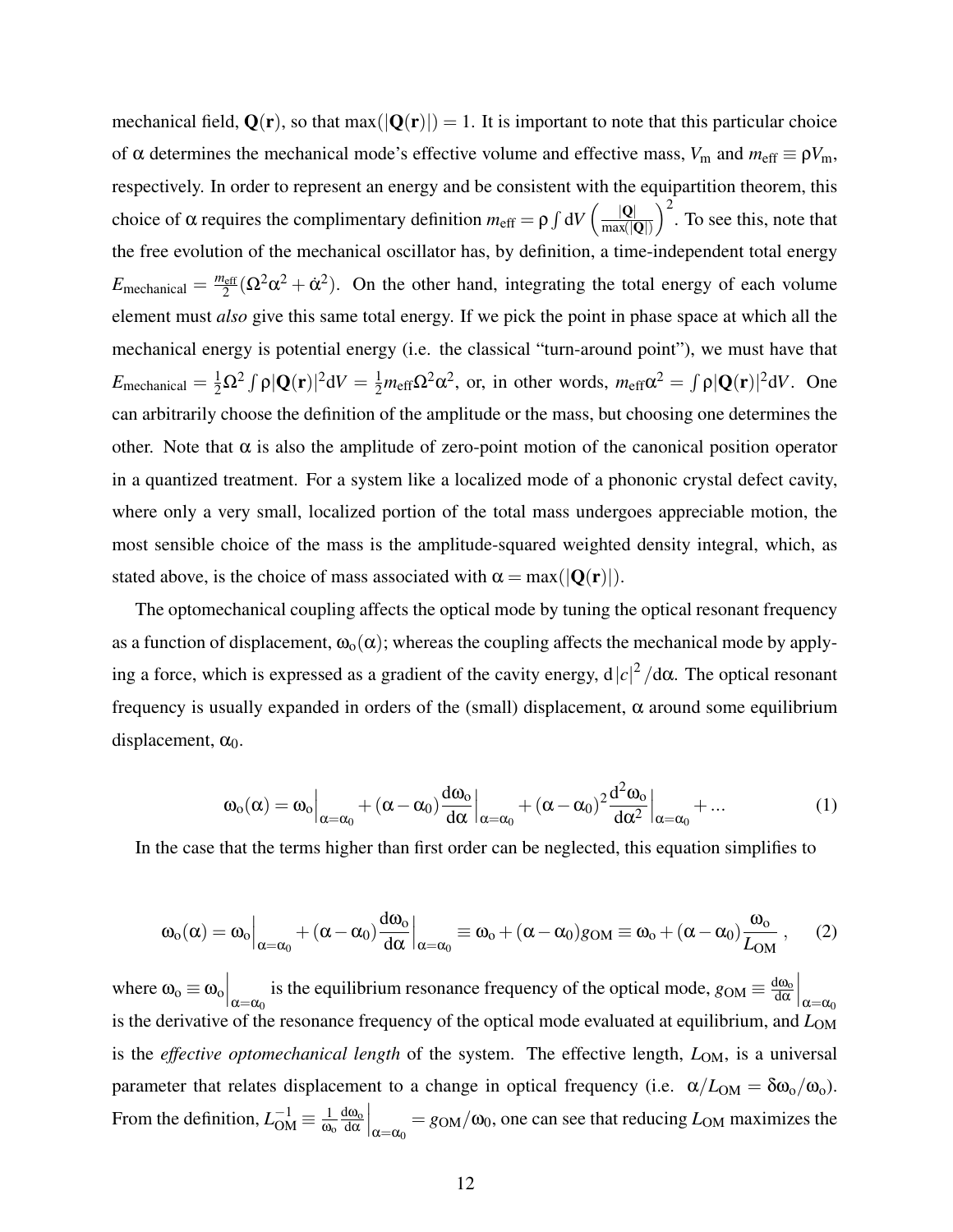mechanical field, $\mathbf{Q}(\mathbf{r})$, so that $\max(|\mathbf{Q}(\mathbf{r})|) = 1$. It is important to note that this particular choice of $\alpha$ determines the mechanical mode's effective volume and effective mass, $V_\mathrm{m}$ and $m_\mathrm{eff} \equiv \rho V_\mathrm{m}$, respectively. In order to represent an energy and be consistent with the equipartition theorem, this choice of $\alpha$ requires the complimentary definition $m_\mathrm{eff} = \rho \int \mathrm{d}V \left(\frac{|\mathbf{Q}|}{\max(|\mathbf{Q}|)}\right)^2$. To see this, note that the free evolution of the mechanical oscillator has, by definition, a time-independent total energy $E_\mathrm{mechanical} = \frac{m_\mathrm{eff}}{2}(\Omega^2\alpha^2 + \dot{\alpha}^2)$. On the other hand, integrating the total energy of each volume element must *also* give this same total energy. If we pick the point in phase space at which all the mechanical energy is potential energy (i.e. the classical "turn-around point"), we must have that $E_\mathrm{mechanical} = \frac{1}{2}\Omega^2 \int \rho |\mathbf{Q}(\mathbf{r})|^2 \mathrm{d}V = \frac{1}{2} m_\mathrm{eff}\Omega^2\alpha^2$, or, in other words, $m_\mathrm{eff}\alpha^2 = \int \rho |\mathbf{Q}(\mathbf{r})|^2 \mathrm{d}V$. One can arbitrarily choose the definition of the amplitude or the mass, but choosing one determines the other. Note that $\alpha$ is also the amplitude of zero-point motion of the canonical position operator in a quantized treatment. For a system like a localized mode of a phononic crystal defect cavity, where only a very small, localized portion of the total mass undergoes appreciable motion, the most sensible choice of the mass is the amplitude-squared weighted density integral, which, as stated above, is the choice of mass associated with $\alpha = \max(|\mathbf{Q}(\mathbf{r})|)$.

The optomechanical coupling affects the optical mode by tuning the optical resonant frequency as a function of displacement, $\omega_\mathrm{o}(\alpha)$; whereas the coupling affects the mechanical mode by applying a force, which is expressed as a gradient of the cavity energy, $\mathrm{d}|c|^2/\mathrm{d}\alpha$. The optical resonant frequency is usually expanded in orders of the (small) displacement, $\alpha$ around some equilibrium displacement, $\alpha_0$.

$$\omega_\mathrm{o}(\alpha) = \omega_\mathrm{o}\Big|_{\alpha=\alpha_0} + (\alpha-\alpha_0)\frac{\mathrm{d}\omega_\mathrm{o}}{\mathrm{d}\alpha}\Big|_{\alpha=\alpha_0} + (\alpha-\alpha_0)^2\frac{\mathrm{d}^2\omega_\mathrm{o}}{\mathrm{d}\alpha^2}\Big|_{\alpha=\alpha_0} + \ldots \tag{1}$$

In the case that the terms higher than first order can be neglected, this equation simplifies to

$$\omega_\mathrm{o}(\alpha) = \omega_\mathrm{o}\Big|_{\alpha=\alpha_0} + (\alpha-\alpha_0)\frac{\mathrm{d}\omega_\mathrm{o}}{\mathrm{d}\alpha}\Big|_{\alpha=\alpha_0} \equiv \omega_\mathrm{o} + (\alpha-\alpha_0)g_\mathrm{OM} \equiv \omega_\mathrm{o} + (\alpha-\alpha_0)\frac{\omega_\mathrm{o}}{L_\mathrm{OM}}\,, \tag{2}$$

where $\omega_\mathrm{o} \equiv \omega_\mathrm{o}\Big|_{\alpha=\alpha_0}$ is the equilibrium resonance frequency of the optical mode, $g_\mathrm{OM} \equiv \frac{\mathrm{d}\omega_\mathrm{o}}{\mathrm{d}\alpha}\Big|_{\alpha=\alpha_0}$ is the derivative of the resonance frequency of the optical mode evaluated at equilibrium, and $L_\mathrm{OM}$ is the *effective optomechanical length* of the system. The effective length, $L_\mathrm{OM}$, is a universal parameter that relates displacement to a change in optical frequency (i.e. $\alpha/L_\mathrm{OM} = \delta\omega_\mathrm{o}/\omega_\mathrm{o}$). From the definition, $L_\mathrm{OM}^{-1} \equiv \frac{1}{\omega_\mathrm{o}}\frac{\mathrm{d}\omega_\mathrm{o}}{\mathrm{d}\alpha}\Big|_{\alpha=\alpha_0} = g_\mathrm{OM}/\omega_0$, one can see that reducing $L_\mathrm{OM}$ maximizes the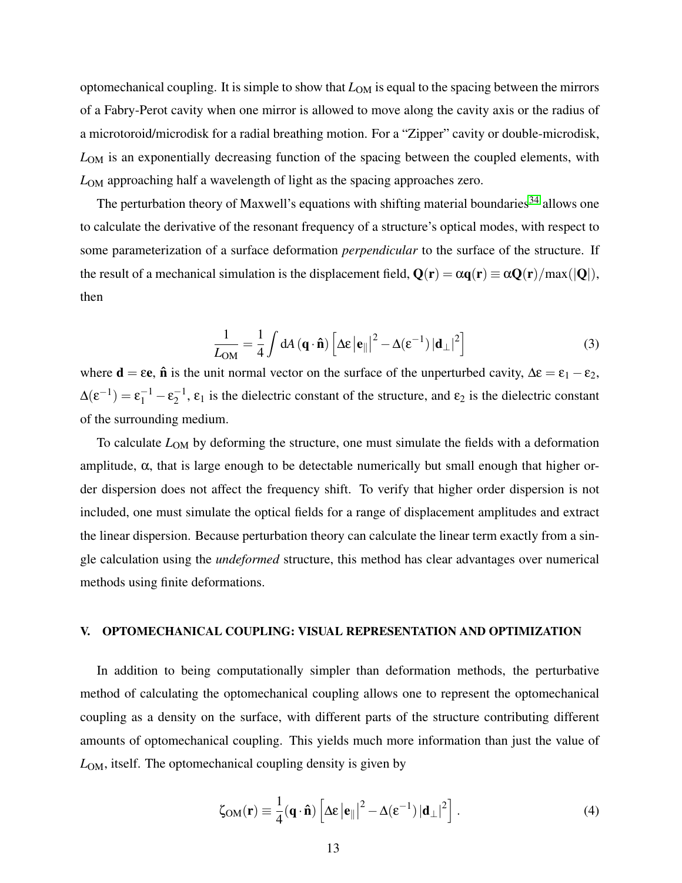optomechanical coupling. It is simple to show that $L_{\rm OM}$ is equal to the spacing between the mirrors of a Fabry-Perot cavity when one mirror is allowed to move along the cavity axis or the radius of a microtoroid/microdisk for a radial breathing motion. For a "Zipper" cavity or double-microdisk, $L_{\rm OM}$ is an exponentially decreasing function of the spacing between the coupled elements, with $L_{\rm OM}$ approaching half a wavelength of light as the spacing approaches zero.

The perturbation theory of Maxwell's equations with shifting material boundaries[34] allows one to calculate the derivative of the resonant frequency of a structure's optical modes, with respect to some parameterization of a surface deformation *perpendicular* to the surface of the structure. If the result of a mechanical simulation is the displacement field, $\mathbf{Q}(\mathbf{r}) = \alpha \mathbf{q}(\mathbf{r}) \equiv \alpha \mathbf{Q}(\mathbf{r})/\max(|\mathbf{Q}|)$, then

$$\frac{1}{L_{\rm OM}} = \frac{1}{4}\int \mathrm{d}A\,(\mathbf{q}\cdot\hat{\mathbf{n}})\left[\Delta\varepsilon\left|\mathbf{e}_{\parallel}\right|^2 - \Delta(\varepsilon^{-1})\left|\mathbf{d}_{\perp}\right|^2\right] \tag{3}$$

where $\mathbf{d} = \varepsilon\mathbf{e}$, $\hat{\mathbf{n}}$ is the unit normal vector on the surface of the unperturbed cavity, $\Delta\varepsilon = \varepsilon_1 - \varepsilon_2$, $\Delta(\varepsilon^{-1}) = \varepsilon_1^{-1} - \varepsilon_2^{-1}$, $\varepsilon_1$ is the dielectric constant of the structure, and $\varepsilon_2$ is the dielectric constant of the surrounding medium.

To calculate $L_{\rm OM}$ by deforming the structure, one must simulate the fields with a deformation amplitude, $\alpha$, that is large enough to be detectable numerically but small enough that higher order dispersion does not affect the frequency shift. To verify that higher order dispersion is not included, one must simulate the optical fields for a range of displacement amplitudes and extract the linear dispersion. Because perturbation theory can calculate the linear term exactly from a single calculation using the *undeformed* structure, this method has clear advantages over numerical methods using finite deformations.

## V. OPTOMECHANICAL COUPLING: VISUAL REPRESENTATION AND OPTIMIZATION

In addition to being computationally simpler than deformation methods, the perturbative method of calculating the optomechanical coupling allows one to represent the optomechanical coupling as a density on the surface, with different parts of the structure contributing different amounts of optomechanical coupling. This yields much more information than just the value of $L_{\rm OM}$, itself. The optomechanical coupling density is given by

$$\zeta_{\rm OM}(\mathbf{r}) \equiv \frac{1}{4}(\mathbf{q}\cdot\hat{\mathbf{n}})\left[\Delta\varepsilon\left|\mathbf{e}_{\parallel}\right|^2 - \Delta(\varepsilon^{-1})\left|\mathbf{d}_{\perp}\right|^2\right]. \tag{4}$$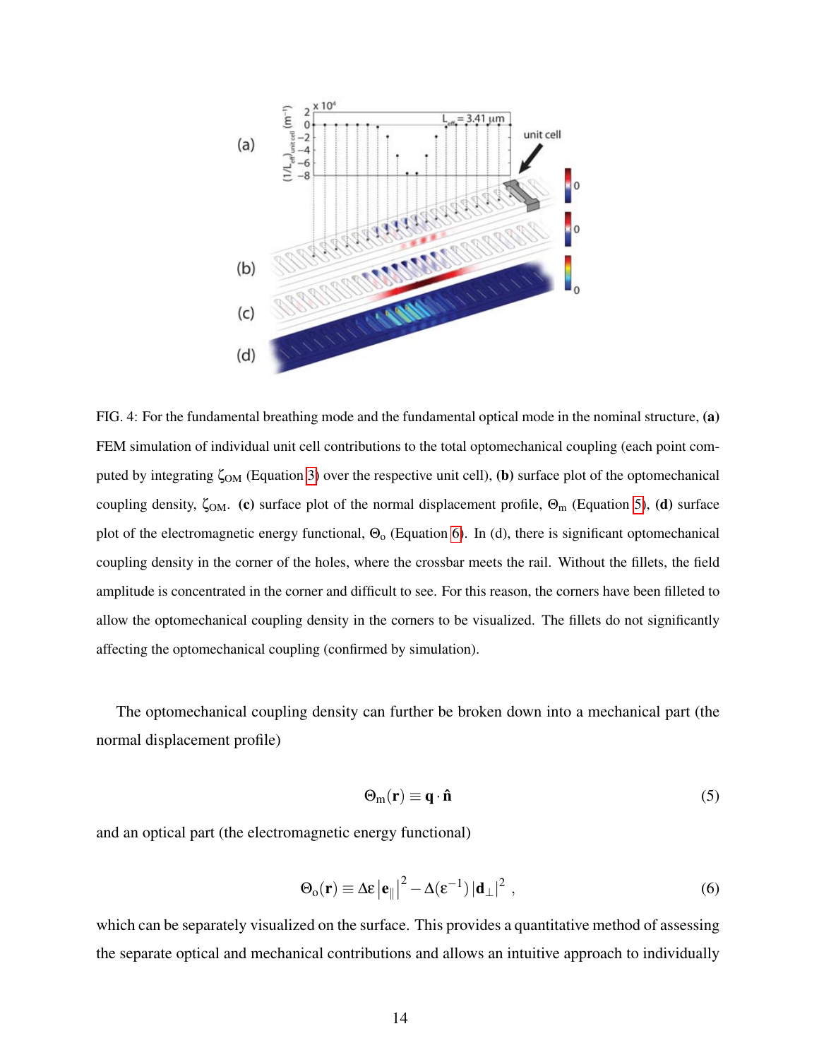FIG. 4: For the fundamental breathing mode and the fundamental optical mode in the nominal structure, **(a)** FEM simulation of individual unit cell contributions to the total optomechanical coupling (each point computed by integrating $\zeta_{\mathrm{OM}}$ (Equation 3) over the respective unit cell), **(b)** surface plot of the optomechanical coupling density, $\zeta_{\mathrm{OM}}$. **(c)** surface plot of the normal displacement profile, $\Theta_{\mathrm{m}}$ (Equation 5), **(d)** surface plot of the electromagnetic energy functional, $\Theta_{\mathrm{o}}$ (Equation 6). In (d), there is significant optomechanical coupling density in the corner of the holes, where the crossbar meets the rail. Without the fillets, the field amplitude is concentrated in the corner and difficult to see. For this reason, the corners have been filleted to allow the optomechanical coupling density in the corners to be visualized. The fillets do not significantly affecting the optomechanical coupling (confirmed by simulation).

The optomechanical coupling density can further be broken down into a mechanical part (the normal displacement profile)

$$\Theta_{\mathrm{m}}(\mathbf{r}) \equiv \mathbf{q} \cdot \hat{\mathbf{n}} \tag{5}$$

and an optical part (the electromagnetic energy functional)

$$\Theta_{\mathrm{o}}(\mathbf{r}) \equiv \Delta\varepsilon \left|\mathbf{e}_{\parallel}\right|^2 - \Delta(\varepsilon^{-1}) \left|\mathbf{d}_{\perp}\right|^2 \ , \tag{6}$$

which can be separately visualized on the surface. This provides a quantitative method of assessing the separate optical and mechanical contributions and allows an intuitive approach to individually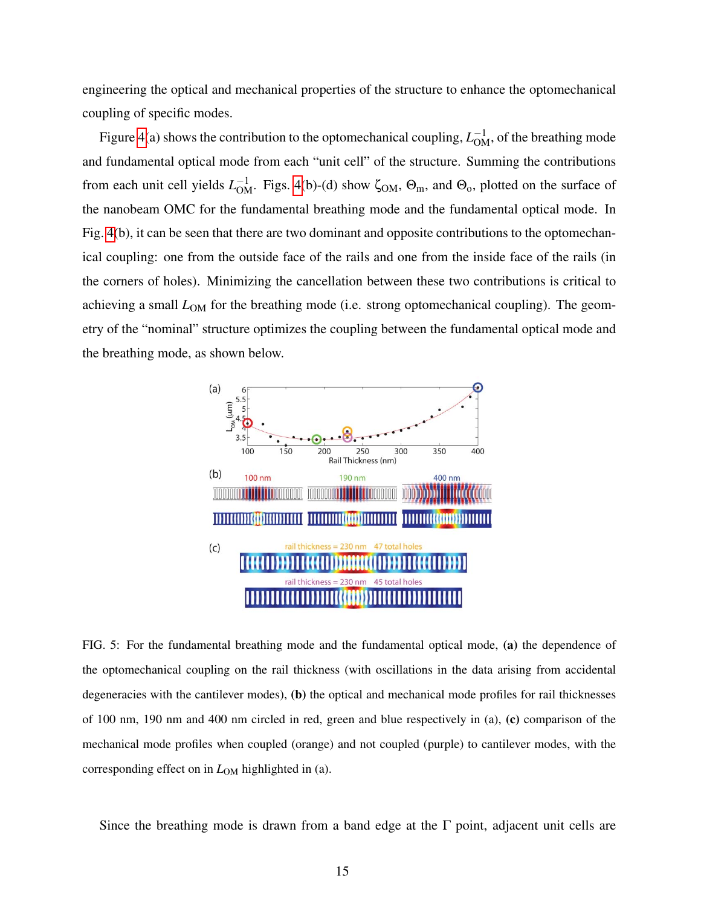engineering the optical and mechanical properties of the structure to enhance the optomechanical coupling of specific modes.

Figure 4(a) shows the contribution to the optomechanical coupling, $L_{\mathrm{OM}}^{-1}$, of the breathing mode and fundamental optical mode from each "unit cell" of the structure. Summing the contributions from each unit cell yields $L_{\mathrm{OM}}^{-1}$. Figs. 4(b)-(d) show $\zeta_{\mathrm{OM}}$, $\Theta_{\mathrm{m}}$, and $\Theta_{\mathrm{o}}$, plotted on the surface of the nanobeam OMC for the fundamental breathing mode and the fundamental optical mode. In Fig. 4(b), it can be seen that there are two dominant and opposite contributions to the optomechanical coupling: one from the outside face of the rails and one from the inside face of the rails (in the corners of holes). Minimizing the cancellation between these two contributions is critical to achieving a small $L_{\mathrm{OM}}$ for the breathing mode (i.e. strong optomechanical coupling). The geometry of the "nominal" structure optimizes the coupling between the fundamental optical mode and the breathing mode, as shown below.

FIG. 5: For the fundamental breathing mode and the fundamental optical mode, **(a)** the dependence of the optomechanical coupling on the rail thickness (with oscillations in the data arising from accidental degeneracies with the cantilever modes), **(b)** the optical and mechanical mode profiles for rail thicknesses of 100 nm, 190 nm and 400 nm circled in red, green and blue respectively in (a), **(c)** comparison of the mechanical mode profiles when coupled (orange) and not coupled (purple) to cantilever modes, with the corresponding effect on in $L_{\mathrm{OM}}$ highlighted in (a).

Since the breathing mode is drawn from a band edge at the Γ point, adjacent unit cells are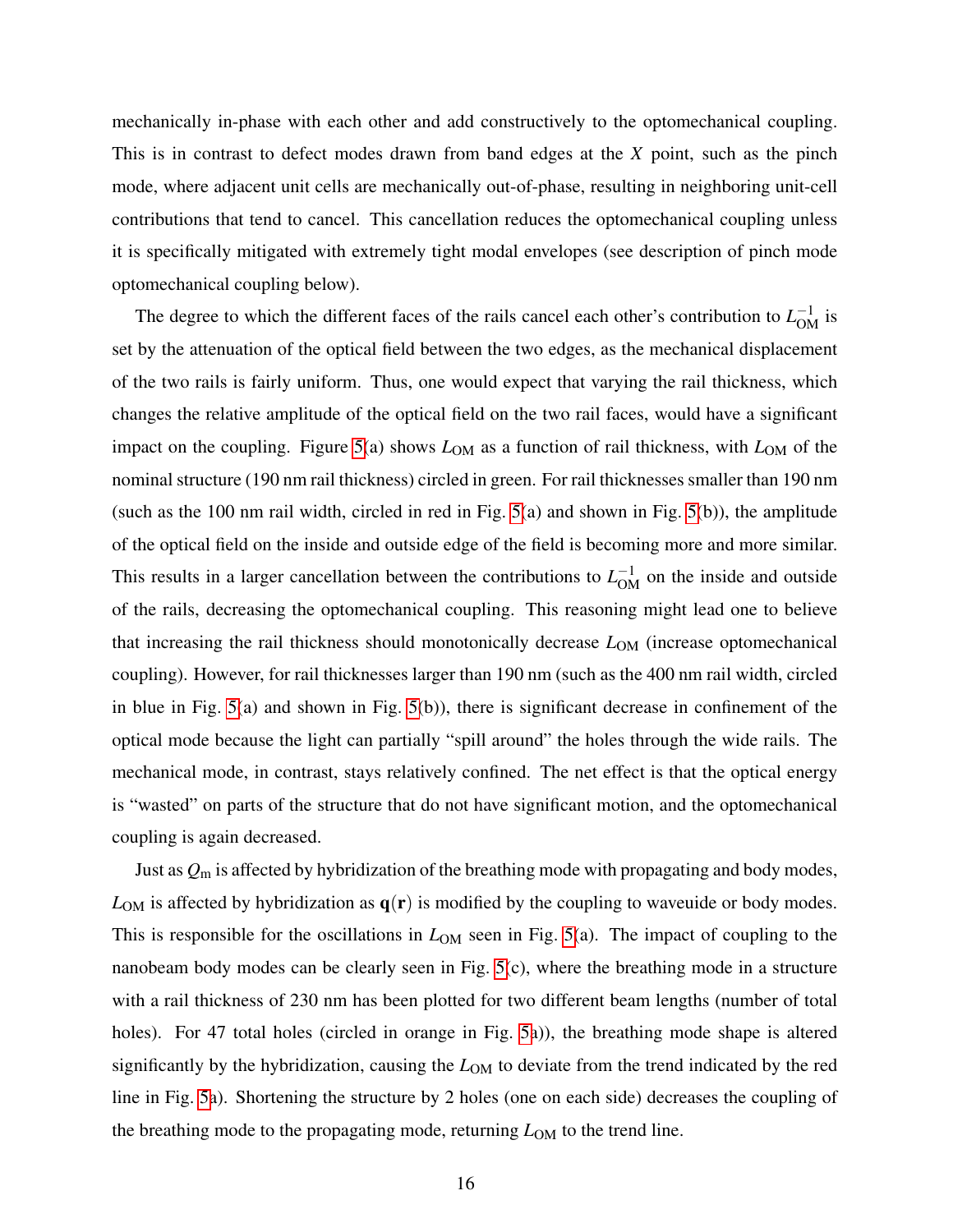mechanically in-phase with each other and add constructively to the optomechanical coupling. This is in contrast to defect modes drawn from band edges at the $X$ point, such as the pinch mode, where adjacent unit cells are mechanically out-of-phase, resulting in neighboring unit-cell contributions that tend to cancel. This cancellation reduces the optomechanical coupling unless it is specifically mitigated with extremely tight modal envelopes (see description of pinch mode optomechanical coupling below).

The degree to which the different faces of the rails cancel each other's contribution to $L_{\mathrm{OM}}^{-1}$ is set by the attenuation of the optical field between the two edges, as the mechanical displacement of the two rails is fairly uniform. Thus, one would expect that varying the rail thickness, which changes the relative amplitude of the optical field on the two rail faces, would have a significant impact on the coupling. Figure 5(a) shows $L_{\mathrm{OM}}$ as a function of rail thickness, with $L_{\mathrm{OM}}$ of the nominal structure (190 nm rail thickness) circled in green. For rail thicknesses smaller than 190 nm (such as the 100 nm rail width, circled in red in Fig. 5(a) and shown in Fig. 5(b)), the amplitude of the optical field on the inside and outside edge of the field is becoming more and more similar. This results in a larger cancellation between the contributions to $L_{\mathrm{OM}}^{-1}$ on the inside and outside of the rails, decreasing the optomechanical coupling. This reasoning might lead one to believe that increasing the rail thickness should monotonically decrease $L_{\mathrm{OM}}$ (increase optomechanical coupling). However, for rail thicknesses larger than 190 nm (such as the 400 nm rail width, circled in blue in Fig. 5(a) and shown in Fig. 5(b)), there is significant decrease in confinement of the optical mode because the light can partially "spill around" the holes through the wide rails. The mechanical mode, in contrast, stays relatively confined. The net effect is that the optical energy is "wasted" on parts of the structure that do not have significant motion, and the optomechanical coupling is again decreased.

Just as $Q_{\mathrm{m}}$ is affected by hybridization of the breathing mode with propagating and body modes, $L_{\mathrm{OM}}$ is affected by hybridization as $\mathbf{q}(\mathbf{r})$ is modified by the coupling to waveuide or body modes. This is responsible for the oscillations in $L_{\mathrm{OM}}$ seen in Fig. 5(a). The impact of coupling to the nanobeam body modes can be clearly seen in Fig. 5(c), where the breathing mode in a structure with a rail thickness of 230 nm has been plotted for two different beam lengths (number of total holes). For 47 total holes (circled in orange in Fig. 5a)), the breathing mode shape is altered significantly by the hybridization, causing the $L_{\mathrm{OM}}$ to deviate from the trend indicated by the red line in Fig. 5a). Shortening the structure by 2 holes (one on each side) decreases the coupling of the breathing mode to the propagating mode, returning $L_{\mathrm{OM}}$ to the trend line.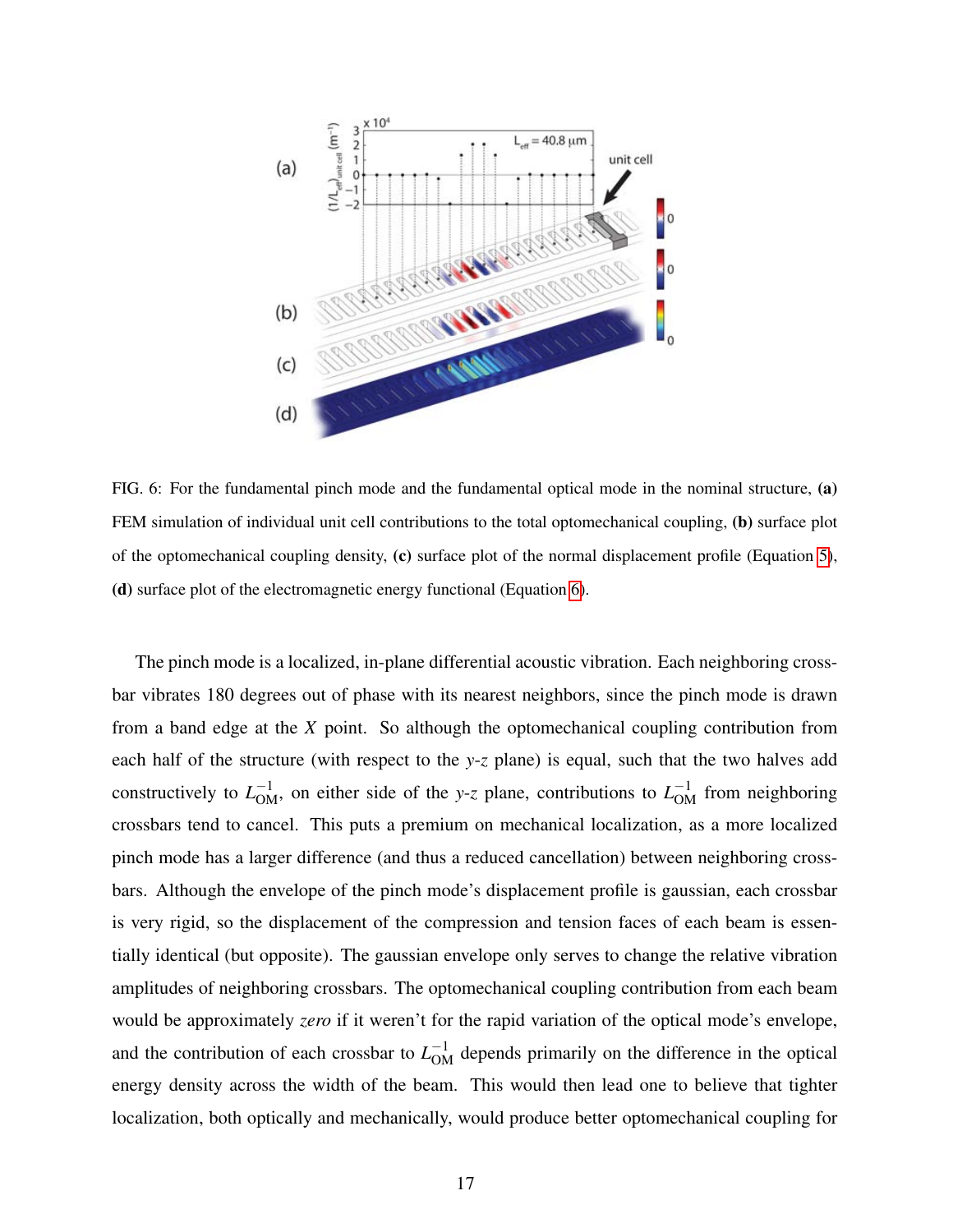FIG. 6: For the fundamental pinch mode and the fundamental optical mode in the nominal structure, **(a)** FEM simulation of individual unit cell contributions to the total optomechanical coupling, **(b)** surface plot of the optomechanical coupling density, **(c)** surface plot of the normal displacement profile (Equation 5), **(d)** surface plot of the electromagnetic energy functional (Equation 6).

The pinch mode is a localized, in-plane differential acoustic vibration. Each neighboring crossbar vibrates 180 degrees out of phase with its nearest neighbors, since the pinch mode is drawn from a band edge at the $X$ point. So although the optomechanical coupling contribution from each half of the structure (with respect to the $y$-$z$ plane) is equal, such that the two halves add constructively to $L_{\mathrm{OM}}^{-1}$, on either side of the $y$-$z$ plane, contributions to $L_{\mathrm{OM}}^{-1}$ from neighboring crossbars tend to cancel. This puts a premium on mechanical localization, as a more localized pinch mode has a larger difference (and thus a reduced cancellation) between neighboring crossbars. Although the envelope of the pinch mode's displacement profile is gaussian, each crossbar is very rigid, so the displacement of the compression and tension faces of each beam is essentially identical (but opposite). The gaussian envelope only serves to change the relative vibration amplitudes of neighboring crossbars. The optomechanical coupling contribution from each beam would be approximately *zero* if it weren't for the rapid variation of the optical mode's envelope, and the contribution of each crossbar to $L_{\mathrm{OM}}^{-1}$ depends primarily on the difference in the optical energy density across the width of the beam. This would then lead one to believe that tighter localization, both optically and mechanically, would produce better optomechanical coupling for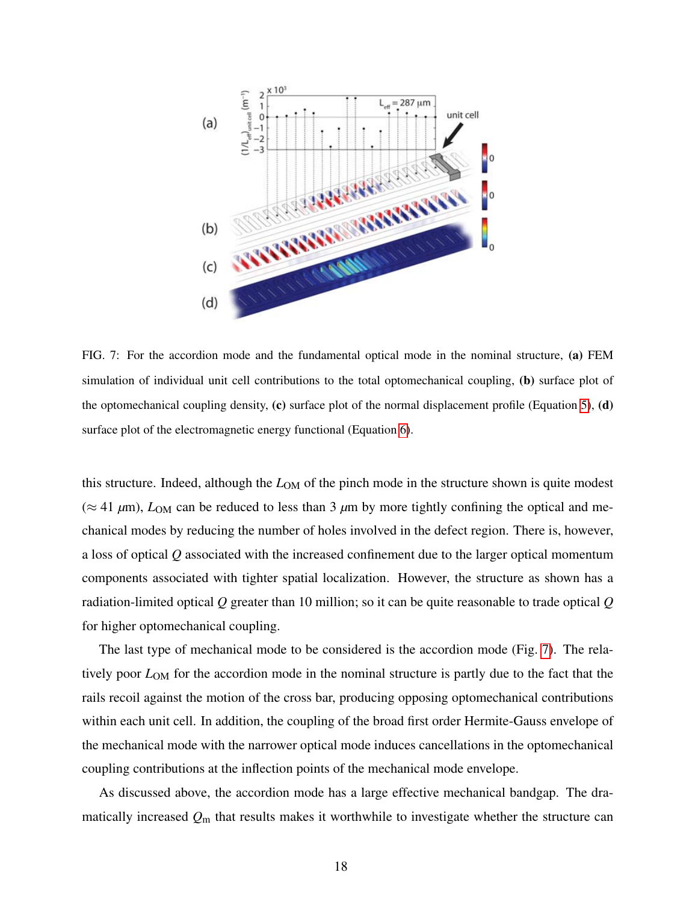FIG. 7: For the accordion mode and the fundamental optical mode in the nominal structure, **(a)** FEM simulation of individual unit cell contributions to the total optomechanical coupling, **(b)** surface plot of the optomechanical coupling density, **(c)** surface plot of the normal displacement profile (Equation 5), **(d)** surface plot of the electromagnetic energy functional (Equation 6).

this structure. Indeed, although the $L_{\mathrm{OM}}$ of the pinch mode in the structure shown is quite modest ($\approx 41\ \mu$m), $L_{\mathrm{OM}}$ can be reduced to less than 3 $\mu$m by more tightly confining the optical and mechanical modes by reducing the number of holes involved in the defect region. There is, however, a loss of optical $Q$ associated with the increased confinement due to the larger optical momentum components associated with tighter spatial localization. However, the structure as shown has a radiation-limited optical $Q$ greater than 10 million; so it can be quite reasonable to trade optical $Q$ for higher optomechanical coupling.

The last type of mechanical mode to be considered is the accordion mode (Fig. 7). The relatively poor $L_{\mathrm{OM}}$ for the accordion mode in the nominal structure is partly due to the fact that the rails recoil against the motion of the cross bar, producing opposing optomechanical contributions within each unit cell. In addition, the coupling of the broad first order Hermite-Gauss envelope of the mechanical mode with the narrower optical mode induces cancellations in the optomechanical coupling contributions at the inflection points of the mechanical mode envelope.

As discussed above, the accordion mode has a large effective mechanical bandgap. The dramatically increased $Q_{\mathrm{m}}$ that results makes it worthwhile to investigate whether the structure can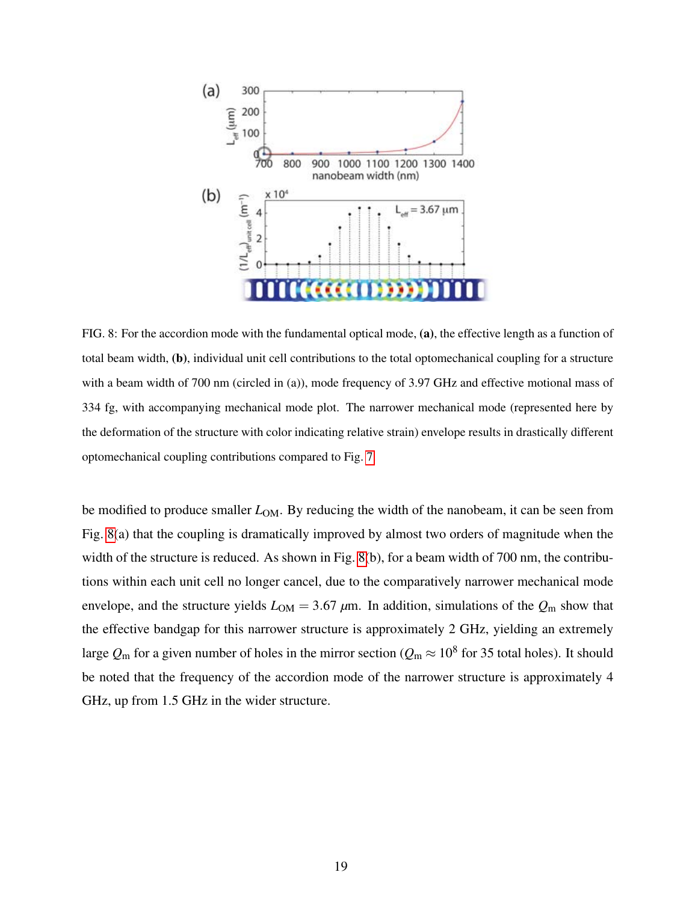FIG. 8: For the accordion mode with the fundamental optical mode, **(a)**, the effective length as a function of total beam width, **(b)**, individual unit cell contributions to the total optomechanical coupling for a structure with a beam width of 700 nm (circled in (a)), mode frequency of 3.97 GHz and effective motional mass of 334 fg, with accompanying mechanical mode plot. The narrower mechanical mode (represented here by the deformation of the structure with color indicating relative strain) envelope results in drastically different optomechanical coupling contributions compared to Fig. 7.

be modified to produce smaller $L_{\mathrm{OM}}$. By reducing the width of the nanobeam, it can be seen from Fig. 8(a) that the coupling is dramatically improved by almost two orders of magnitude when the width of the structure is reduced. As shown in Fig. 8(b), for a beam width of 700 nm, the contributions within each unit cell no longer cancel, due to the comparatively narrower mechanical mode envelope, and the structure yields $L_{\mathrm{OM}} = 3.67$ $\mu$m. In addition, simulations of the $Q_{\mathrm{m}}$ show that the effective bandgap for this narrower structure is approximately 2 GHz, yielding an extremely large $Q_{\mathrm{m}}$ for a given number of holes in the mirror section ($Q_{\mathrm{m}} \approx 10^{8}$ for 35 total holes). It should be noted that the frequency of the accordion mode of the narrower structure is approximately 4 GHz, up from 1.5 GHz in the wider structure.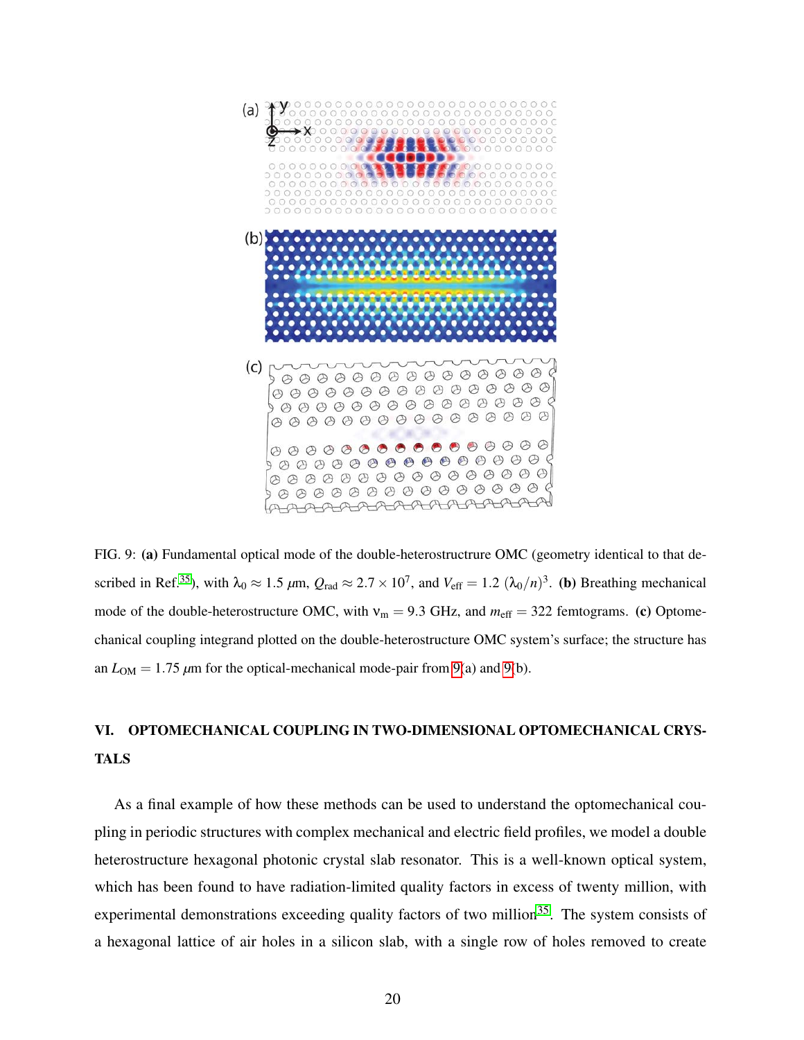FIG. 9: **(a)** Fundamental optical mode of the double-heterostructrure OMC (geometry identical to that described in Ref.[35]), with $\lambda_0 \approx 1.5\ \mu$m, $Q_{\mathrm{rad}} \approx 2.7 \times 10^7$, and $V_{\mathrm{eff}} = 1.2\ (\lambda_0/n)^3$. **(b)** Breathing mechanical mode of the double-heterostructure OMC, with $\nu_{\mathrm{m}} = 9.3$ GHz, and $m_{\mathrm{eff}} = 322$ femtograms. **(c)** Optomechanical coupling integrand plotted on the double-heterostructure OMC system's surface; the structure has an $L_{\mathrm{OM}} = 1.75\ \mu$m for the optical-mechanical mode-pair from 9(a) and 9(b).

## VI. OPTOMECHANICAL COUPLING IN TWO-DIMENSIONAL OPTOMECHANICAL CRYSTALS

As a final example of how these methods can be used to understand the optomechanical coupling in periodic structures with complex mechanical and electric field profiles, we model a double heterostructure hexagonal photonic crystal slab resonator. This is a well-known optical system, which has been found to have radiation-limited quality factors in excess of twenty million, with experimental demonstrations exceeding quality factors of two million[35]. The system consists of a hexagonal lattice of air holes in a silicon slab, with a single row of holes removed to create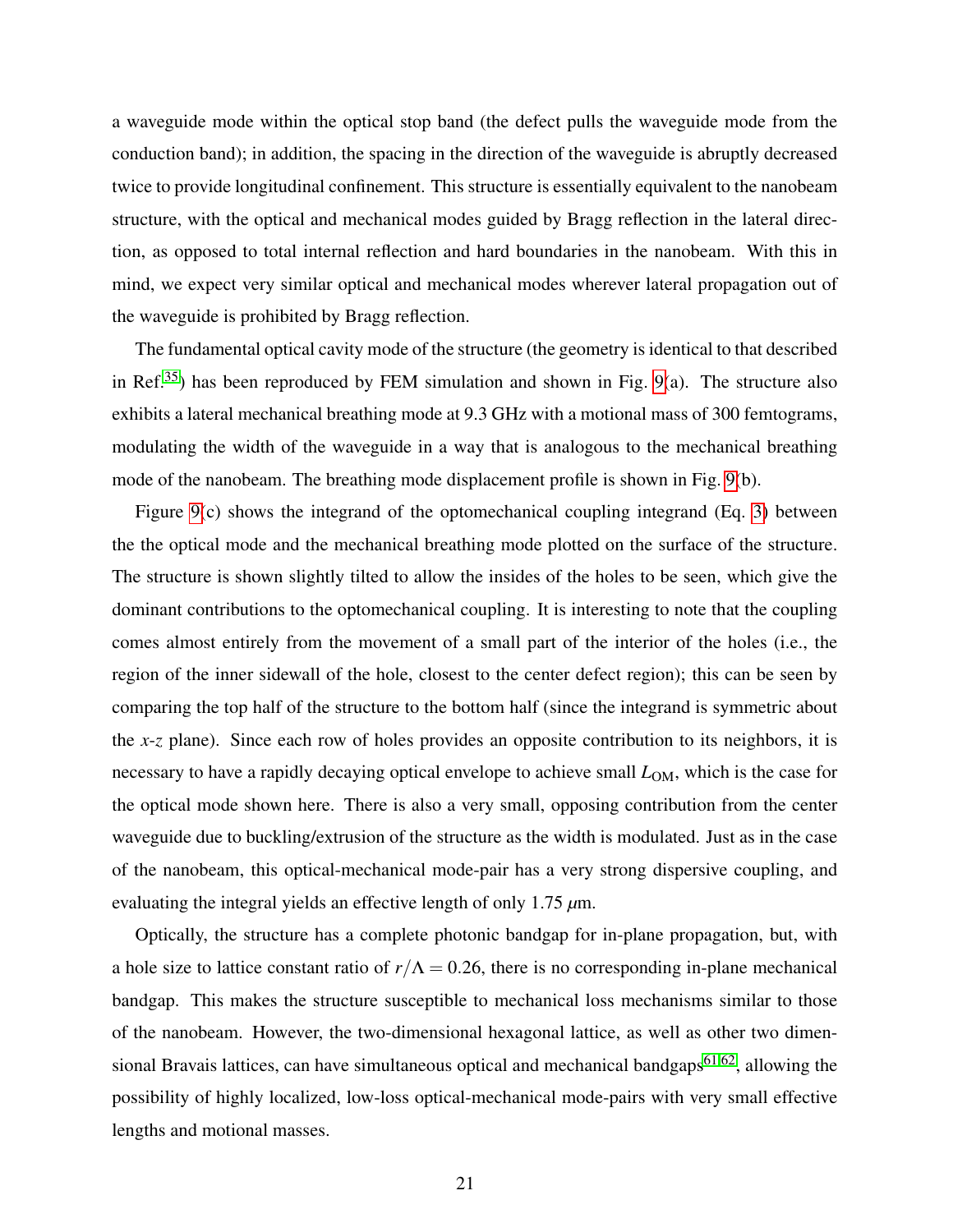a waveguide mode within the optical stop band (the defect pulls the waveguide mode from the conduction band); in addition, the spacing in the direction of the waveguide is abruptly decreased twice to provide longitudinal confinement. This structure is essentially equivalent to the nanobeam structure, with the optical and mechanical modes guided by Bragg reflection in the lateral direction, as opposed to total internal reflection and hard boundaries in the nanobeam. With this in mind, we expect very similar optical and mechanical modes wherever lateral propagation out of the waveguide is prohibited by Bragg reflection.

The fundamental optical cavity mode of the structure (the geometry is identical to that described in Ref.[35]) has been reproduced by FEM simulation and shown in Fig. 9(a). The structure also exhibits a lateral mechanical breathing mode at 9.3 GHz with a motional mass of 300 femtograms, modulating the width of the waveguide in a way that is analogous to the mechanical breathing mode of the nanobeam. The breathing mode displacement profile is shown in Fig. 9(b).

Figure 9(c) shows the integrand of the optomechanical coupling integrand (Eq. 3) between the the optical mode and the mechanical breathing mode plotted on the surface of the structure. The structure is shown slightly tilted to allow the insides of the holes to be seen, which give the dominant contributions to the optomechanical coupling. It is interesting to note that the coupling comes almost entirely from the movement of a small part of the interior of the holes (i.e., the region of the inner sidewall of the hole, closest to the center defect region); this can be seen by comparing the top half of the structure to the bottom half (since the integrand is symmetric about the *x*-*z* plane). Since each row of holes provides an opposite contribution to its neighbors, it is necessary to have a rapidly decaying optical envelope to achieve small $L_{\mathrm{OM}}$, which is the case for the optical mode shown here. There is also a very small, opposing contribution from the center waveguide due to buckling/extrusion of the structure as the width is modulated. Just as in the case of the nanobeam, this optical-mechanical mode-pair has a very strong dispersive coupling, and evaluating the integral yields an effective length of only 1.75 $\mu$m.

Optically, the structure has a complete photonic bandgap for in-plane propagation, but, with a hole size to lattice constant ratio of $r/\Lambda = 0.26$, there is no corresponding in-plane mechanical bandgap. This makes the structure susceptible to mechanical loss mechanisms similar to those of the nanobeam. However, the two-dimensional hexagonal lattice, as well as other two dimensional Bravais lattices, can have simultaneous optical and mechanical bandgaps[61,62], allowing the possibility of highly localized, low-loss optical-mechanical mode-pairs with very small effective lengths and motional masses.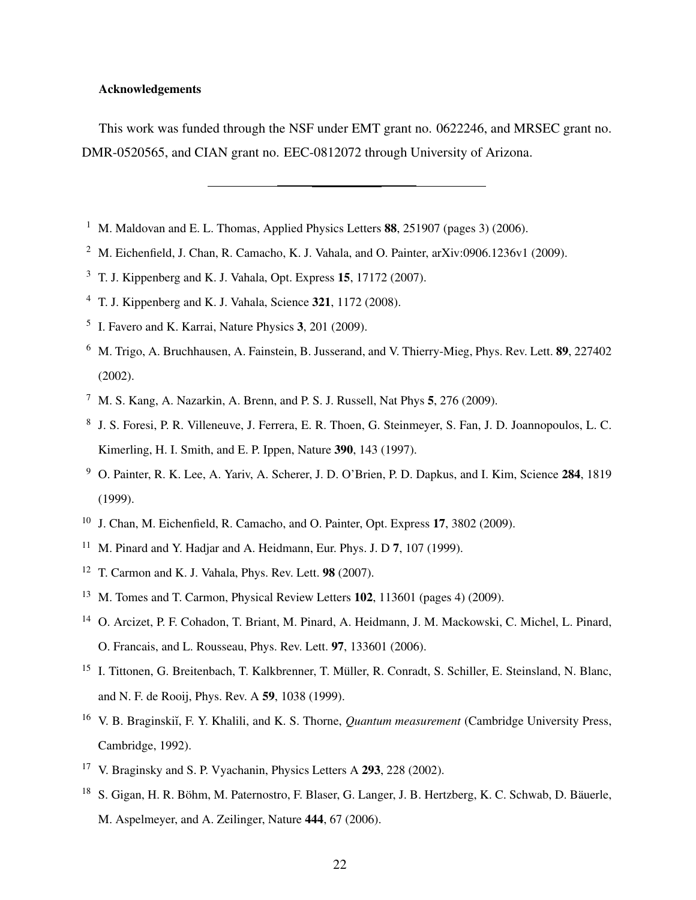**Acknowledgements**

This work was funded through the NSF under EMT grant no. 0622246, and MRSEC grant no. DMR-0520565, and CIAN grant no. EEC-0812072 through University of Arizona.

---

[1] M. Maldovan and E. L. Thomas, Applied Physics Letters **88**, 251907 (pages 3) (2006).

[2] M. Eichenfield, J. Chan, R. Camacho, K. J. Vahala, and O. Painter, arXiv:0906.1236v1 (2009).

[3] T. J. Kippenberg and K. J. Vahala, Opt. Express **15**, 17172 (2007).

[4] T. J. Kippenberg and K. J. Vahala, Science **321**, 1172 (2008).

[5] I. Favero and K. Karrai, Nature Physics **3**, 201 (2009).

[6] M. Trigo, A. Bruchhausen, A. Fainstein, B. Jusserand, and V. Thierry-Mieg, Phys. Rev. Lett. **89**, 227402 (2002).

[7] M. S. Kang, A. Nazarkin, A. Brenn, and P. S. J. Russell, Nat Phys **5**, 276 (2009).

[8] J. S. Foresi, P. R. Villeneuve, J. Ferrera, E. R. Thoen, G. Steinmeyer, S. Fan, J. D. Joannopoulos, L. C. Kimerling, H. I. Smith, and E. P. Ippen, Nature **390**, 143 (1997).

[9] O. Painter, R. K. Lee, A. Yariv, A. Scherer, J. D. O'Brien, P. D. Dapkus, and I. Kim, Science **284**, 1819 (1999).

[10] J. Chan, M. Eichenfield, R. Camacho, and O. Painter, Opt. Express **17**, 3802 (2009).

[11] M. Pinard and Y. Hadjar and A. Heidmann, Eur. Phys. J. D **7**, 107 (1999).

[12] T. Carmon and K. J. Vahala, Phys. Rev. Lett. **98** (2007).

[13] M. Tomes and T. Carmon, Physical Review Letters **102**, 113601 (pages 4) (2009).

[14] O. Arcizet, P. F. Cohadon, T. Briant, M. Pinard, A. Heidmann, J. M. Mackowski, C. Michel, L. Pinard, O. Francais, and L. Rousseau, Phys. Rev. Lett. **97**, 133601 (2006).

[15] I. Tittonen, G. Breitenbach, T. Kalkbrenner, T. Müller, R. Conradt, S. Schiller, E. Steinsland, N. Blanc, and N. F. de Rooij, Phys. Rev. A **59**, 1038 (1999).

[16] V. B. Braginskiĭ, F. Y. Khalili, and K. S. Thorne, *Quantum measurement* (Cambridge University Press, Cambridge, 1992).

[17] V. Braginsky and S. P. Vyachanin, Physics Letters A **293**, 228 (2002).

[18] S. Gigan, H. R. Böhm, M. Paternostro, F. Blaser, G. Langer, J. B. Hertzberg, K. C. Schwab, D. Bäuerle, M. Aspelmeyer, and A. Zeilinger, Nature **444**, 67 (2006).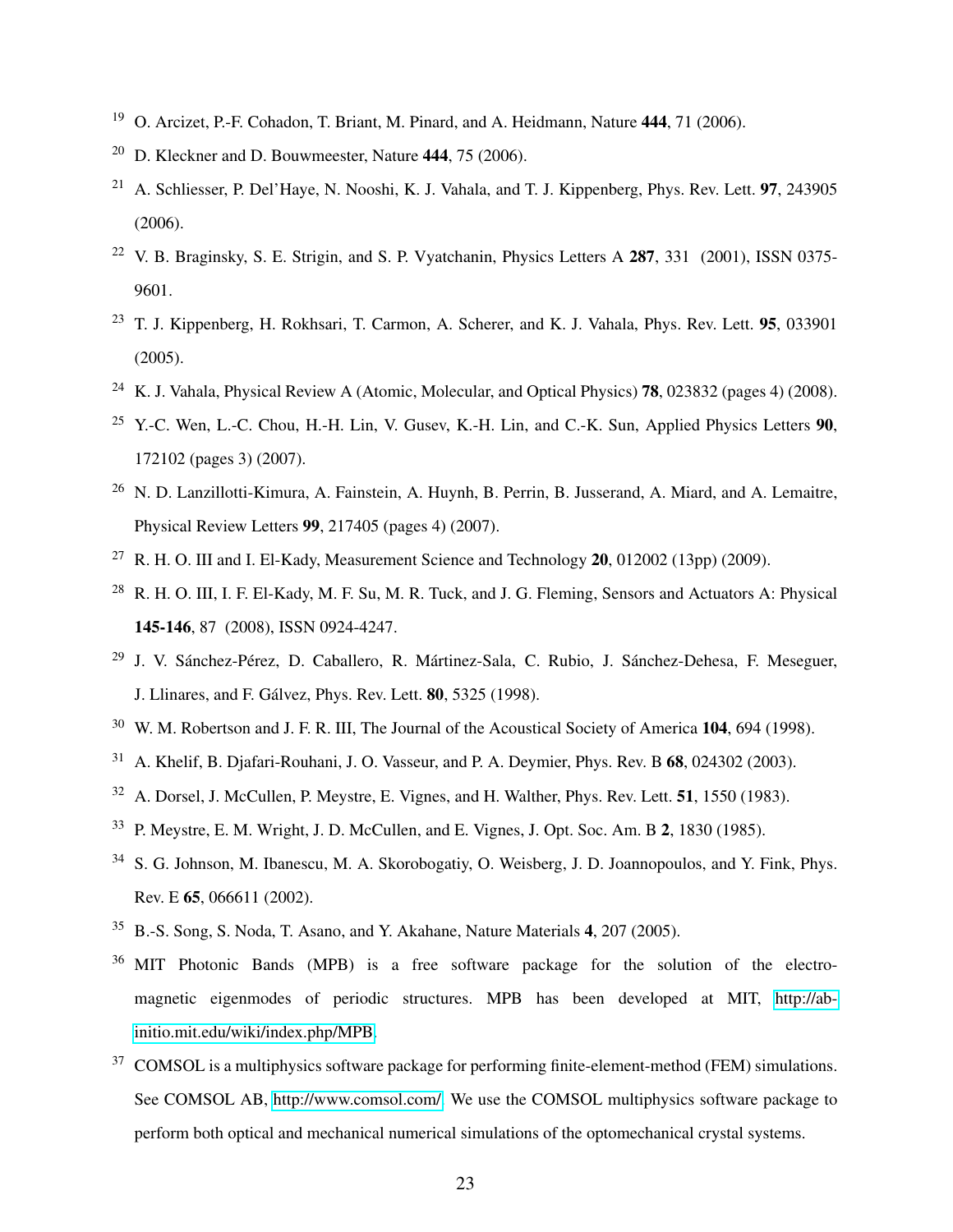[19] O. Arcizet, P.-F. Cohadon, T. Briant, M. Pinard, and A. Heidmann, Nature **444**, 71 (2006).

[20] D. Kleckner and D. Bouwmeester, Nature **444**, 75 (2006).

[21] A. Schliesser, P. Del'Haye, N. Nooshi, K. J. Vahala, and T. J. Kippenberg, Phys. Rev. Lett. **97**, 243905 (2006).

[22] V. B. Braginsky, S. E. Strigin, and S. P. Vyatchanin, Physics Letters A **287**, 331 (2001), ISSN 0375-9601.

[23] T. J. Kippenberg, H. Rokhsari, T. Carmon, A. Scherer, and K. J. Vahala, Phys. Rev. Lett. **95**, 033901 (2005).

[24] K. J. Vahala, Physical Review A (Atomic, Molecular, and Optical Physics) **78**, 023832 (pages 4) (2008).

[25] Y.-C. Wen, L.-C. Chou, H.-H. Lin, V. Gusev, K.-H. Lin, and C.-K. Sun, Applied Physics Letters **90**, 172102 (pages 3) (2007).

[26] N. D. Lanzillotti-Kimura, A. Fainstein, A. Huynh, B. Perrin, B. Jusserand, A. Miard, and A. Lemaitre, Physical Review Letters **99**, 217405 (pages 4) (2007).

[27] R. H. O. III and I. El-Kady, Measurement Science and Technology **20**, 012002 (13pp) (2009).

[28] R. H. O. III, I. F. El-Kady, M. F. Su, M. R. Tuck, and J. G. Fleming, Sensors and Actuators A: Physical **145-146**, 87 (2008), ISSN 0924-4247.

[29] J. V. Sánchez-Pérez, D. Caballero, R. Mártinez-Sala, C. Rubio, J. Sánchez-Dehesa, F. Meseguer, J. Llinares, and F. Gálvez, Phys. Rev. Lett. **80**, 5325 (1998).

[30] W. M. Robertson and J. F. R. III, The Journal of the Acoustical Society of America **104**, 694 (1998).

[31] A. Khelif, B. Djafari-Rouhani, J. O. Vasseur, and P. A. Deymier, Phys. Rev. B **68**, 024302 (2003).

[32] A. Dorsel, J. McCullen, P. Meystre, E. Vignes, and H. Walther, Phys. Rev. Lett. **51**, 1550 (1983).

[33] P. Meystre, E. M. Wright, J. D. McCullen, and E. Vignes, J. Opt. Soc. Am. B **2**, 1830 (1985).

[34] S. G. Johnson, M. Ibanescu, M. A. Skorobogatiy, O. Weisberg, J. D. Joannopoulos, and Y. Fink, Phys. Rev. E **65**, 066611 (2002).

[35] B.-S. Song, S. Noda, T. Asano, and Y. Akahane, Nature Materials **4**, 207 (2005).

[36] MIT Photonic Bands (MPB) is a free software package for the solution of the electromagnetic eigenmodes of periodic structures. MPB has been developed at MIT, http://ab-initio.mit.edu/wiki/index.php/MPB.

[37] COMSOL is a multiphysics software package for performing finite-element-method (FEM) simulations. See COMSOL AB, http://www.comsol.com/. We use the COMSOL multiphysics software package to perform both optical and mechanical numerical simulations of the optomechanical crystal systems.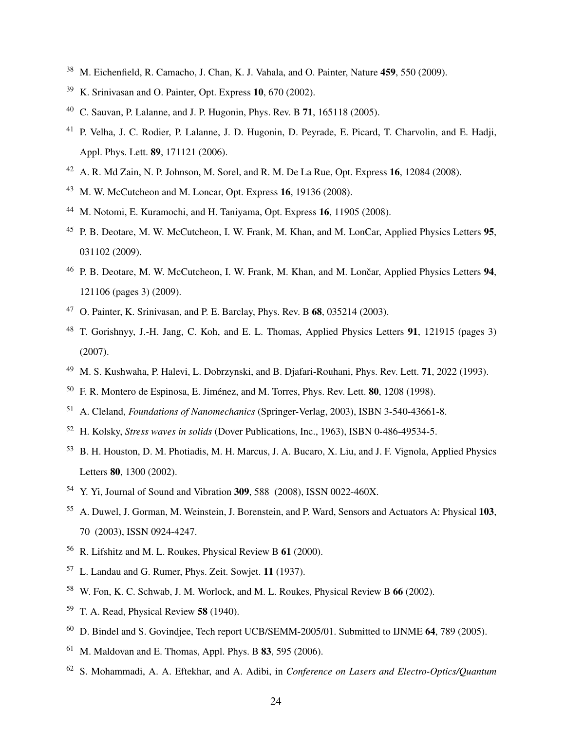[38] M. Eichenfield, R. Camacho, J. Chan, K. J. Vahala, and O. Painter, Nature **459**, 550 (2009).

[39] K. Srinivasan and O. Painter, Opt. Express **10**, 670 (2002).

[40] C. Sauvan, P. Lalanne, and J. P. Hugonin, Phys. Rev. B **71**, 165118 (2005).

[41] P. Velha, J. C. Rodier, P. Lalanne, J. D. Hugonin, D. Peyrade, E. Picard, T. Charvolin, and E. Hadji, Appl. Phys. Lett. **89**, 171121 (2006).

[42] A. R. Md Zain, N. P. Johnson, M. Sorel, and R. M. De La Rue, Opt. Express **16**, 12084 (2008).

[43] M. W. McCutcheon and M. Loncar, Opt. Express **16**, 19136 (2008).

[44] M. Notomi, E. Kuramochi, and H. Taniyama, Opt. Express **16**, 11905 (2008).

[45] P. B. Deotare, M. W. McCutcheon, I. W. Frank, M. Khan, and M. LonCar, Applied Physics Letters **95**, 031102 (2009).

[46] P. B. Deotare, M. W. McCutcheon, I. W. Frank, M. Khan, and M. Lončar, Applied Physics Letters **94**, 121106 (pages 3) (2009).

[47] O. Painter, K. Srinivasan, and P. E. Barclay, Phys. Rev. B **68**, 035214 (2003).

[48] T. Gorishnyy, J.-H. Jang, C. Koh, and E. L. Thomas, Applied Physics Letters **91**, 121915 (pages 3) (2007).

[49] M. S. Kushwaha, P. Halevi, L. Dobrzynski, and B. Djafari-Rouhani, Phys. Rev. Lett. **71**, 2022 (1993).

[50] F. R. Montero de Espinosa, E. Jiménez, and M. Torres, Phys. Rev. Lett. **80**, 1208 (1998).

[51] A. Cleland, *Foundations of Nanomechanics* (Springer-Verlag, 2003), ISBN 3-540-43661-8.

[52] H. Kolsky, *Stress waves in solids* (Dover Publications, Inc., 1963), ISBN 0-486-49534-5.

[53] B. H. Houston, D. M. Photiadis, M. H. Marcus, J. A. Bucaro, X. Liu, and J. F. Vignola, Applied Physics Letters **80**, 1300 (2002).

[54] Y. Yi, Journal of Sound and Vibration **309**, 588 (2008), ISSN 0022-460X.

[55] A. Duwel, J. Gorman, M. Weinstein, J. Borenstein, and P. Ward, Sensors and Actuators A: Physical **103**, 70 (2003), ISSN 0924-4247.

[56] R. Lifshitz and M. L. Roukes, Physical Review B **61** (2000).

[57] L. Landau and G. Rumer, Phys. Zeit. Sowjet. **11** (1937).

[58] W. Fon, K. C. Schwab, J. M. Worlock, and M. L. Roukes, Physical Review B **66** (2002).

[59] T. A. Read, Physical Review **58** (1940).

[60] D. Bindel and S. Govindjee, Tech report UCB/SEMM-2005/01. Submitted to IJNME **64**, 789 (2005).

[61] M. Maldovan and E. Thomas, Appl. Phys. B **83**, 595 (2006).

[62] S. Mohammadi, A. A. Eftekhar, and A. Adibi, in *Conference on Lasers and Electro-Optics/Quantum*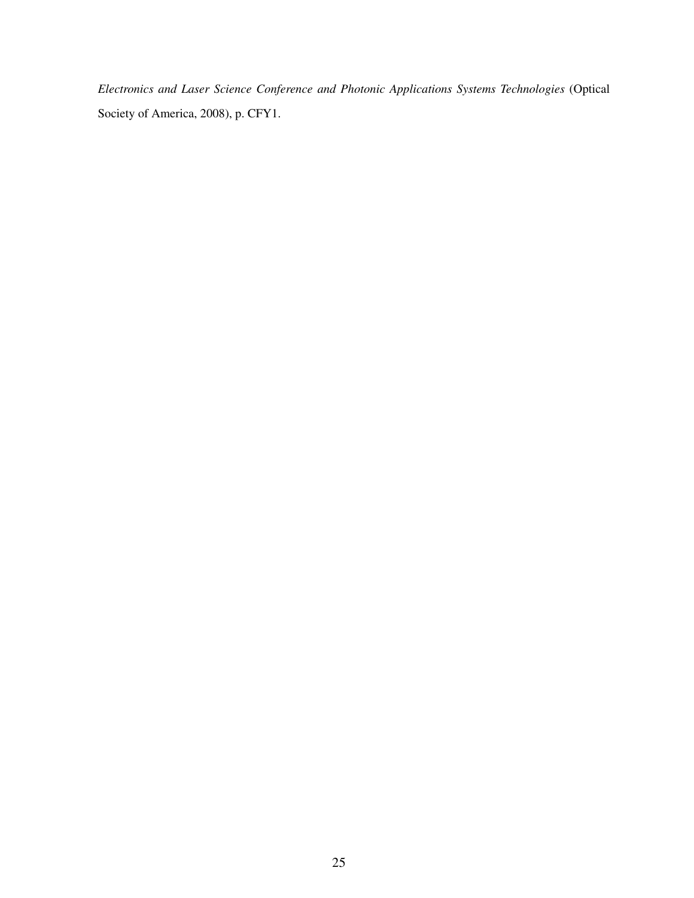*Electronics and Laser Science Conference and Photonic Applications Systems Technologies* (Optical Society of America, 2008), p. CFY1.